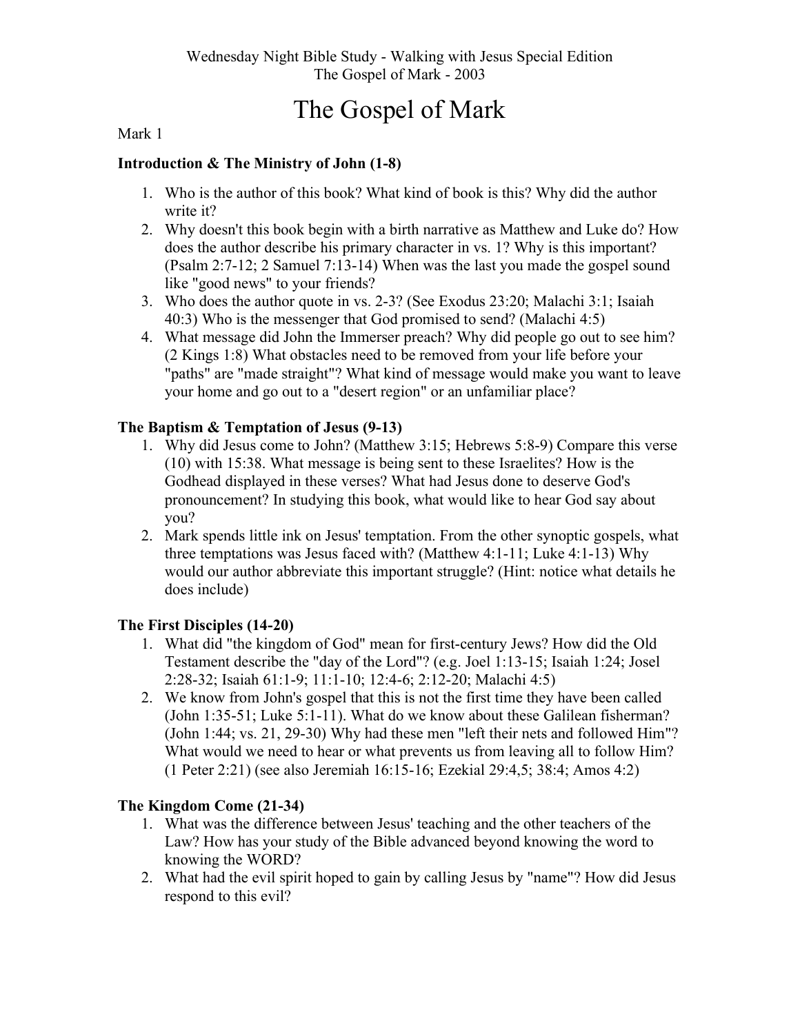Wednesday Night Bible Study - Walking with Jesus Special Edition
The Gospel of Mark - 2003

# The Gospel of Mark

Mark 1

### Introduction & The Ministry of John (1-8)

1. Who is the author of this book? What kind of book is this? Why did the author write it?
2. Why doesn't this book begin with a birth narrative as Matthew and Luke do? How does the author describe his primary character in vs. 1? Why is this important? (Psalm 2:7-12; 2 Samuel 7:13-14) When was the last you made the gospel sound like "good news" to your friends?
3. Who does the author quote in vs. 2-3? (See Exodus 23:20; Malachi 3:1; Isaiah 40:3) Who is the messenger that God promised to send? (Malachi 4:5)
4. What message did John the Immerser preach? Why did people go out to see him? (2 Kings 1:8) What obstacles need to be removed from your life before your "paths" are "made straight"? What kind of message would make you want to leave your home and go out to a "desert region" or an unfamiliar place?

### The Baptism & Temptation of Jesus (9-13)

1. Why did Jesus come to John? (Matthew 3:15; Hebrews 5:8-9) Compare this verse (10) with 15:38. What message is being sent to these Israelites? How is the Godhead displayed in these verses? What had Jesus done to deserve God's pronouncement? In studying this book, what would like to hear God say about you?
2. Mark spends little ink on Jesus' temptation. From the other synoptic gospels, what three temptations was Jesus faced with? (Matthew 4:1-11; Luke 4:1-13) Why would our author abbreviate this important struggle? (Hint: notice what details he does include)

### The First Disciples (14-20)

1. What did "the kingdom of God" mean for first-century Jews? How did the Old Testament describe the "day of the Lord"? (e.g. Joel 1:13-15; Isaiah 1:24; Josel 2:28-32; Isaiah 61:1-9; 11:1-10; 12:4-6; 2:12-20; Malachi 4:5)
2. We know from John's gospel that this is not the first time they have been called (John 1:35-51; Luke 5:1-11). What do we know about these Galilean fisherman? (John 1:44; vs. 21, 29-30) Why had these men "left their nets and followed Him"? What would we need to hear or what prevents us from leaving all to follow Him? (1 Peter 2:21) (see also Jeremiah 16:15-16; Ezekial 29:4,5; 38:4; Amos 4:2)

### The Kingdom Come (21-34)

1. What was the difference between Jesus' teaching and the other teachers of the Law? How has your study of the Bible advanced beyond knowing the word to knowing the WORD?
2. What had the evil spirit hoped to gain by calling Jesus by "name"? How did Jesus respond to this evil?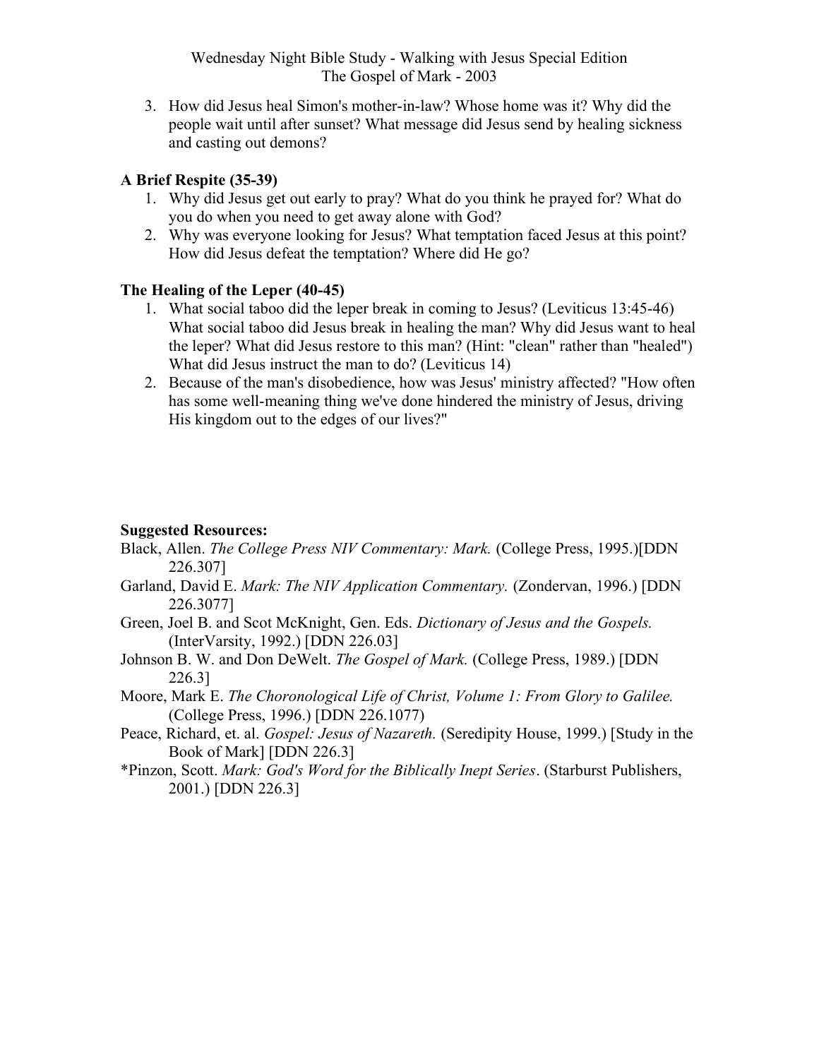3. How did Jesus heal Simon's mother-in-law? Whose home was it? Why did the people wait until after sunset? What message did Jesus send by healing sickness and casting out demons?

### A Brief Respite (35-39)

1. Why did Jesus get out early to pray? What do you think he prayed for? What do you do when you need to get away alone with God?
2. Why was everyone looking for Jesus? What temptation faced Jesus at this point? How did Jesus defeat the temptation? Where did He go?

### The Healing of the Leper (40-45)

1. What social taboo did the leper break in coming to Jesus? (Leviticus 13:45-46) What social taboo did Jesus break in healing the man? Why did Jesus want to heal the leper? What did Jesus restore to this man? (Hint: "clean" rather than "healed") What did Jesus instruct the man to do? (Leviticus 14)
2. Because of the man's disobedience, how was Jesus' ministry affected? "How often has some well-meaning thing we've done hindered the ministry of Jesus, driving His kingdom out to the edges of our lives?"

### Suggested Resources:

Black, Allen. *The College Press NIV Commentary: Mark.* (College Press, 1995.)[DDN 226.307]

Garland, David E. *Mark: The NIV Application Commentary.* (Zondervan, 1996.) [DDN 226.3077]

Green, Joel B. and Scot McKnight, Gen. Eds. *Dictionary of Jesus and the Gospels.* (InterVarsity, 1992.) [DDN 226.03]

Johnson B. W. and Don DeWelt. *The Gospel of Mark.* (College Press, 1989.) [DDN 226.3]

Moore, Mark E. *The Choronological Life of Christ, Volume 1: From Glory to Galilee.* (College Press, 1996.) [DDN 226.1077)

Peace, Richard, et. al. *Gospel: Jesus of Nazareth.* (Seredipity House, 1999.) [Study in the Book of Mark] [DDN 226.3]

*Pinzon, Scott. *Mark: God's Word for the Biblically Inept Series*. (Starburst Publishers, 2001.) [DDN 226.3]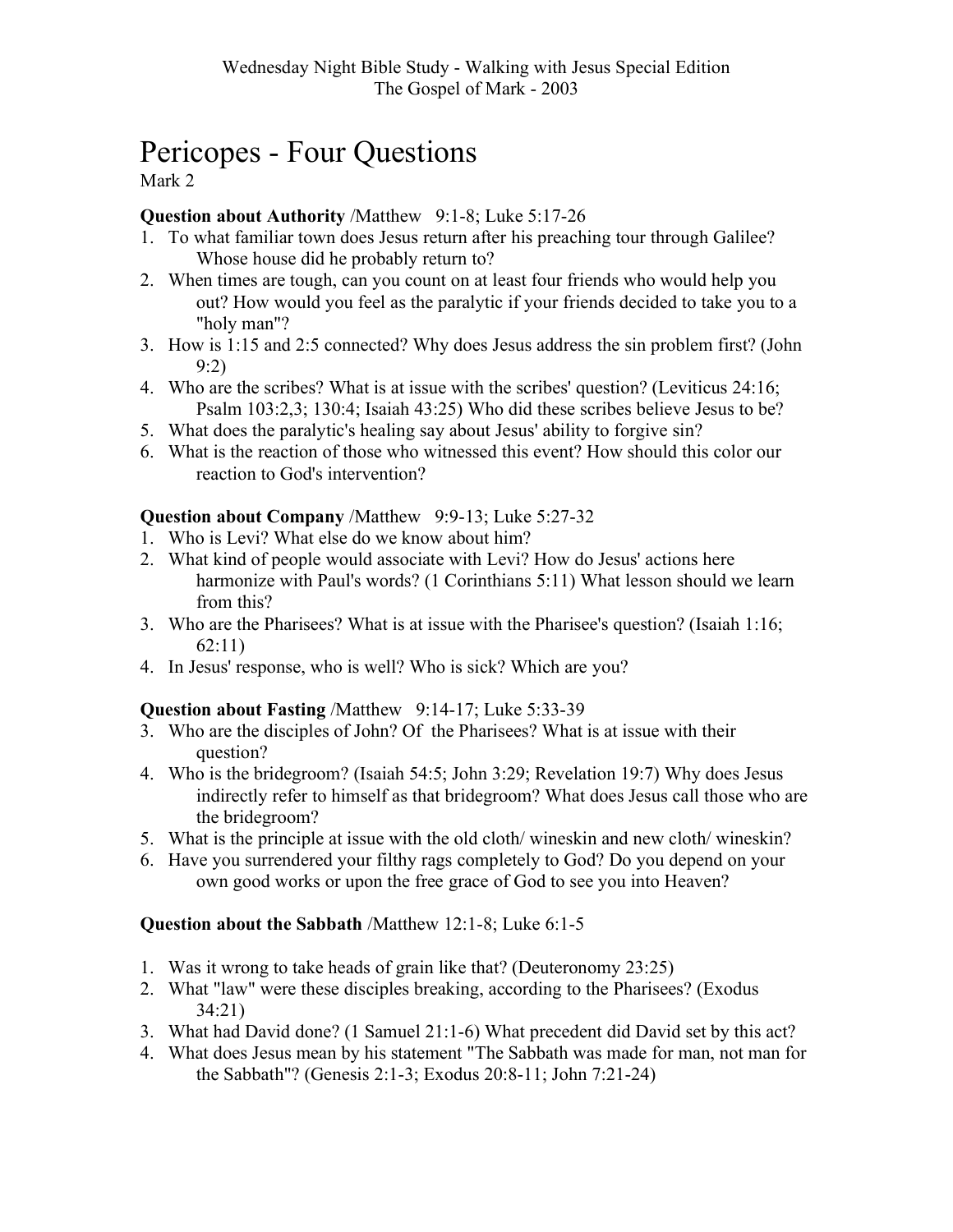Wednesday Night Bible Study - Walking with Jesus Special Edition
The Gospel of Mark - 2003

# Pericopes - Four Questions

Mark 2

**Question about Authority** /Matthew 9:1-8; Luke 5:17-26

1. To what familiar town does Jesus return after his preaching tour through Galilee? Whose house did he probably return to?
2. When times are tough, can you count on at least four friends who would help you out? How would you feel as the paralytic if your friends decided to take you to a "holy man"?
3. How is 1:15 and 2:5 connected? Why does Jesus address the sin problem first? (John 9:2)
4. Who are the scribes? What is at issue with the scribes' question? (Leviticus 24:16; Psalm 103:2,3; 130:4; Isaiah 43:25) Who did these scribes believe Jesus to be?
5. What does the paralytic's healing say about Jesus' ability to forgive sin?
6. What is the reaction of those who witnessed this event? How should this color our reaction to God's intervention?

**Question about Company** /Matthew 9:9-13; Luke 5:27-32

1. Who is Levi? What else do we know about him?
2. What kind of people would associate with Levi? How do Jesus' actions here harmonize with Paul's words? (1 Corinthians 5:11) What lesson should we learn from this?
3. Who are the Pharisees? What is at issue with the Pharisee's question? (Isaiah 1:16; 62:11)
4. In Jesus' response, who is well? Who is sick? Which are you?

**Question about Fasting** /Matthew 9:14-17; Luke 5:33-39

3. Who are the disciples of John? Of the Pharisees? What is at issue with their question?
4. Who is the bridegroom? (Isaiah 54:5; John 3:29; Revelation 19:7) Why does Jesus indirectly refer to himself as that bridegroom? What does Jesus call those who are the bridegroom?
5. What is the principle at issue with the old cloth/ wineskin and new cloth/ wineskin?
6. Have you surrendered your filthy rags completely to God? Do you depend on your own good works or upon the free grace of God to see you into Heaven?

**Question about the Sabbath** /Matthew 12:1-8; Luke 6:1-5

1. Was it wrong to take heads of grain like that? (Deuteronomy 23:25)
2. What "law" were these disciples breaking, according to the Pharisees? (Exodus 34:21)
3. What had David done? (1 Samuel 21:1-6) What precedent did David set by this act?
4. What does Jesus mean by his statement "The Sabbath was made for man, not man for the Sabbath"? (Genesis 2:1-3; Exodus 20:8-11; John 7:21-24)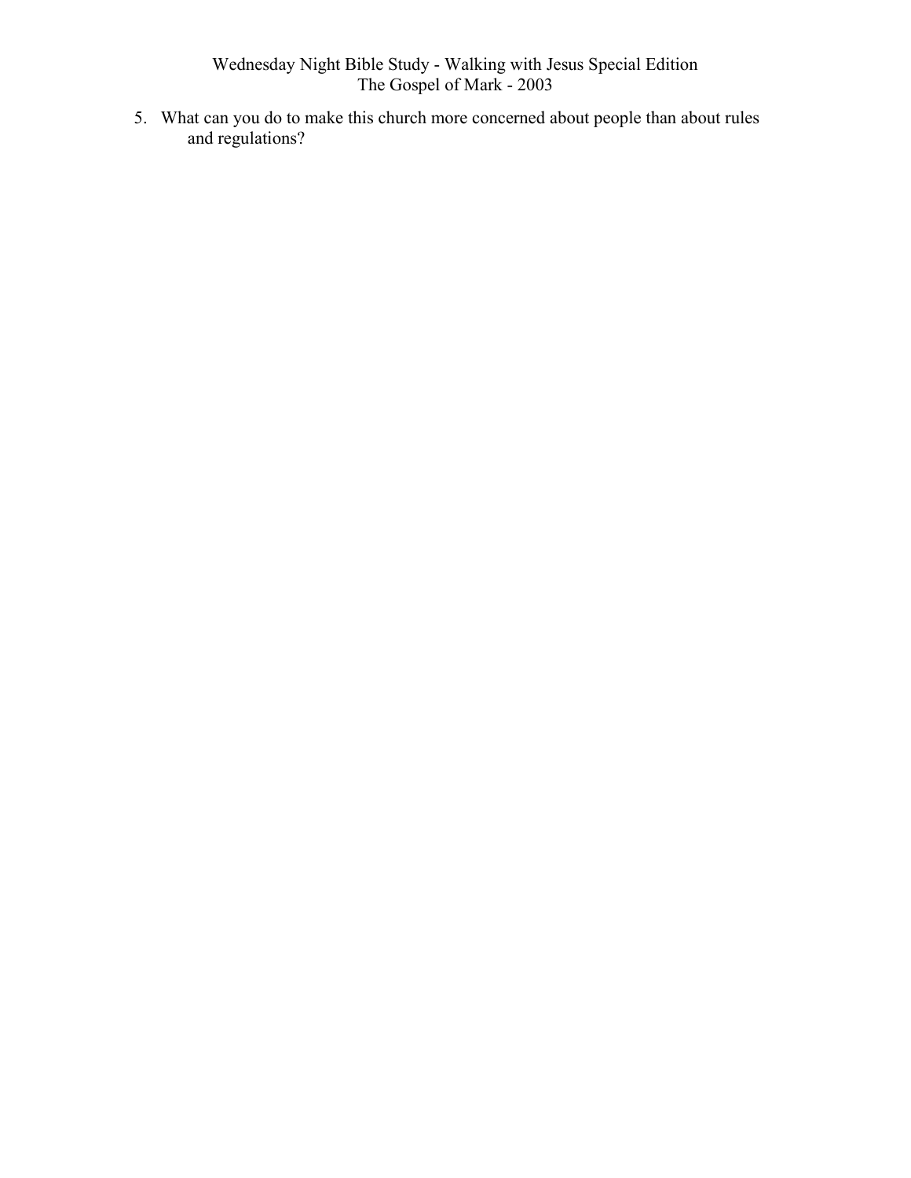5. What can you do to make this church more concerned about people than about rules and regulations?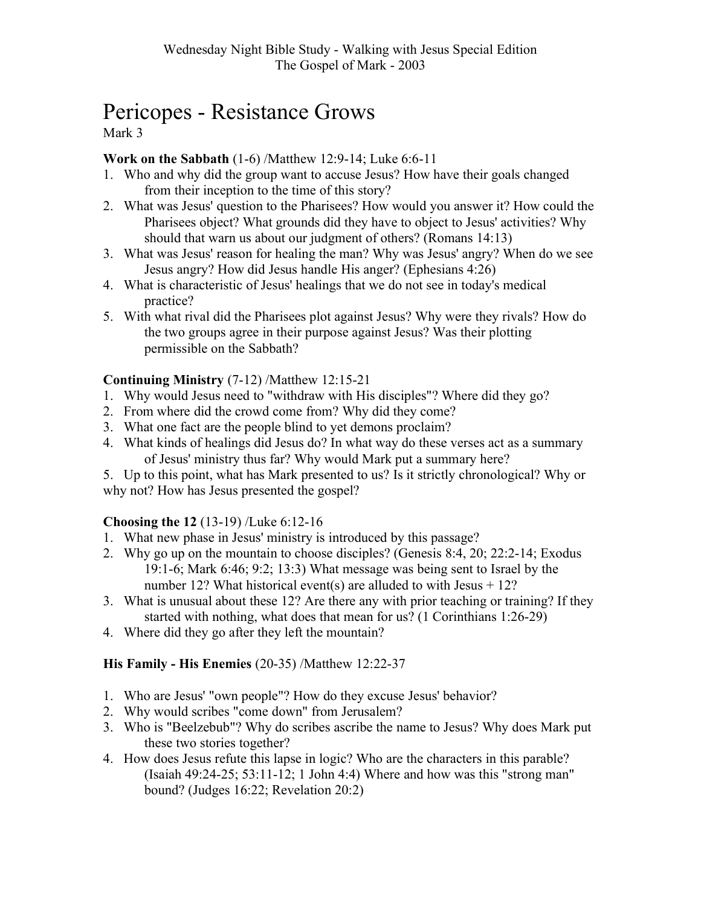# Pericopes - Resistance Grows

Mark 3

**Work on the Sabbath** (1-6) /Matthew 12:9-14; Luke 6:6-11

1. Who and why did the group want to accuse Jesus? How have their goals changed from their inception to the time of this story?
2. What was Jesus' question to the Pharisees? How would you answer it? How could the Pharisees object? What grounds did they have to object to Jesus' activities? Why should that warn us about our judgment of others? (Romans 14:13)
3. What was Jesus' reason for healing the man? Why was Jesus' angry? When do we see Jesus angry? How did Jesus handle His anger? (Ephesians 4:26)
4. What is characteristic of Jesus' healings that we do not see in today's medical practice?
5. With what rival did the Pharisees plot against Jesus? Why were they rivals? How do the two groups agree in their purpose against Jesus? Was their plotting permissible on the Sabbath?

**Continuing Ministry** (7-12) /Matthew 12:15-21

1. Why would Jesus need to "withdraw with His disciples"? Where did they go?
2. From where did the crowd come from? Why did they come?
3. What one fact are the people blind to yet demons proclaim?
4. What kinds of healings did Jesus do? In what way do these verses act as a summary of Jesus' ministry thus far? Why would Mark put a summary here?
5. Up to this point, what has Mark presented to us? Is it strictly chronological? Why or why not? How has Jesus presented the gospel?

**Choosing the 12** (13-19) /Luke 6:12-16

1. What new phase in Jesus' ministry is introduced by this passage?
2. Why go up on the mountain to choose disciples? (Genesis 8:4, 20; 22:2-14; Exodus 19:1-6; Mark 6:46; 9:2; 13:3) What message was being sent to Israel by the number 12? What historical event(s) are alluded to with Jesus + 12?
3. What is unusual about these 12? Are there any with prior teaching or training? If they started with nothing, what does that mean for us? (1 Corinthians 1:26-29)
4. Where did they go after they left the mountain?

**His Family - His Enemies** (20-35) /Matthew 12:22-37

1. Who are Jesus' "own people"? How do they excuse Jesus' behavior?
2. Why would scribes "come down" from Jerusalem?
3. Who is "Beelzebub"? Why do scribes ascribe the name to Jesus? Why does Mark put these two stories together?
4. How does Jesus refute this lapse in logic? Who are the characters in this parable? (Isaiah 49:24-25; 53:11-12; 1 John 4:4) Where and how was this "strong man" bound? (Judges 16:22; Revelation 20:2)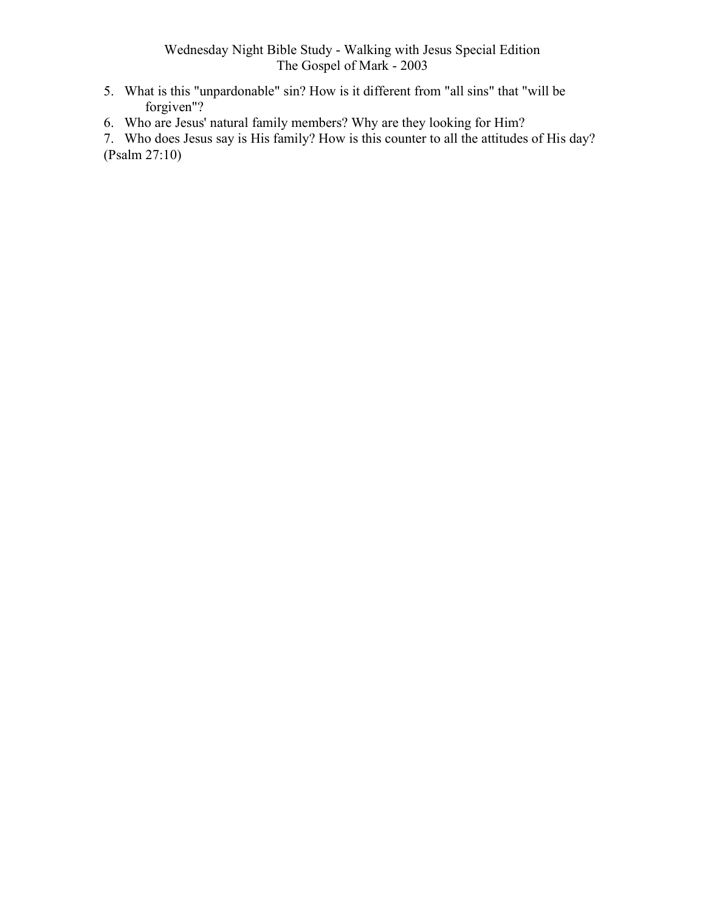5. What is this "unpardonable" sin? How is it different from "all sins" that "will be forgiven"?
6. Who are Jesus' natural family members? Why are they looking for Him?
7. Who does Jesus say is His family? How is this counter to all the attitudes of His day? (Psalm 27:10)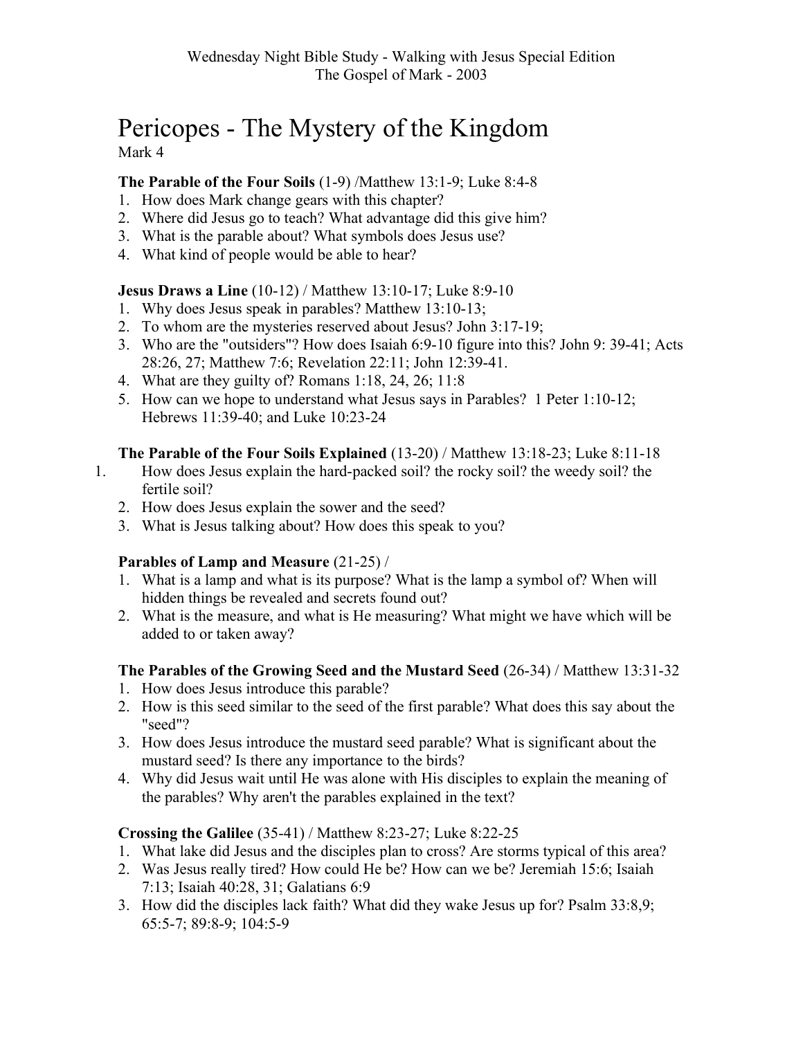# Pericopes - The Mystery of the Kingdom

Mark 4

**The Parable of the Four Soils** (1-9) /Matthew 13:1-9; Luke 8:4-8

1. How does Mark change gears with this chapter?
2. Where did Jesus go to teach? What advantage did this give him?
3. What is the parable about? What symbols does Jesus use?
4. What kind of people would be able to hear?

**Jesus Draws a Line** (10-12) / Matthew 13:10-17; Luke 8:9-10

1. Why does Jesus speak in parables? Matthew 13:10-13;
2. To whom are the mysteries reserved about Jesus? John 3:17-19;
3. Who are the "outsiders"? How does Isaiah 6:9-10 figure into this? John 9: 39-41; Acts 28:26, 27; Matthew 7:6; Revelation 22:11; John 12:39-41.
4. What are they guilty of? Romans 1:18, 24, 26; 11:8
5. How can we hope to understand what Jesus says in Parables? 1 Peter 1:10-12; Hebrews 11:39-40; and Luke 10:23-24

**The Parable of the Four Soils Explained** (13-20) / Matthew 13:18-23; Luke 8:11-18

1. How does Jesus explain the hard-packed soil? the rocky soil? the weedy soil? the fertile soil?
2. How does Jesus explain the sower and the seed?
3. What is Jesus talking about? How does this speak to you?

**Parables of Lamp and Measure** (21-25) /

1. What is a lamp and what is its purpose? What is the lamp a symbol of? When will hidden things be revealed and secrets found out?
2. What is the measure, and what is He measuring? What might we have which will be added to or taken away?

**The Parables of the Growing Seed and the Mustard Seed** (26-34) / Matthew 13:31-32

1. How does Jesus introduce this parable?
2. How is this seed similar to the seed of the first parable? What does this say about the "seed"?
3. How does Jesus introduce the mustard seed parable? What is significant about the mustard seed? Is there any importance to the birds?
4. Why did Jesus wait until He was alone with His disciples to explain the meaning of the parables? Why aren't the parables explained in the text?

**Crossing the Galilee** (35-41) / Matthew 8:23-27; Luke 8:22-25

1. What lake did Jesus and the disciples plan to cross? Are storms typical of this area?
2. Was Jesus really tired? How could He be? How can we be? Jeremiah 15:6; Isaiah 7:13; Isaiah 40:28, 31; Galatians 6:9
3. How did the disciples lack faith? What did they wake Jesus up for? Psalm 33:8,9; 65:5-7; 89:8-9; 104:5-9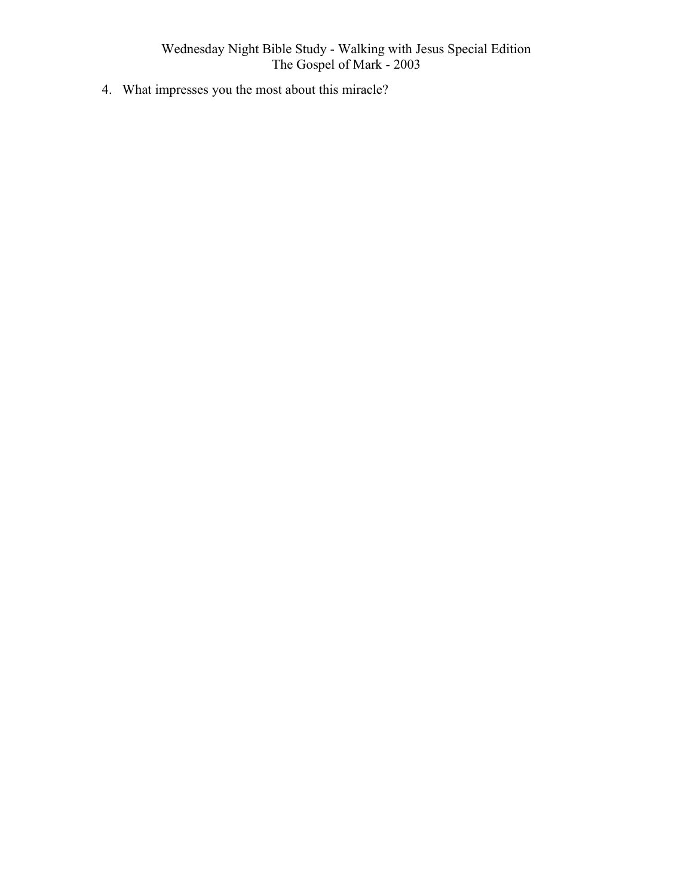4. What impresses you the most about this miracle?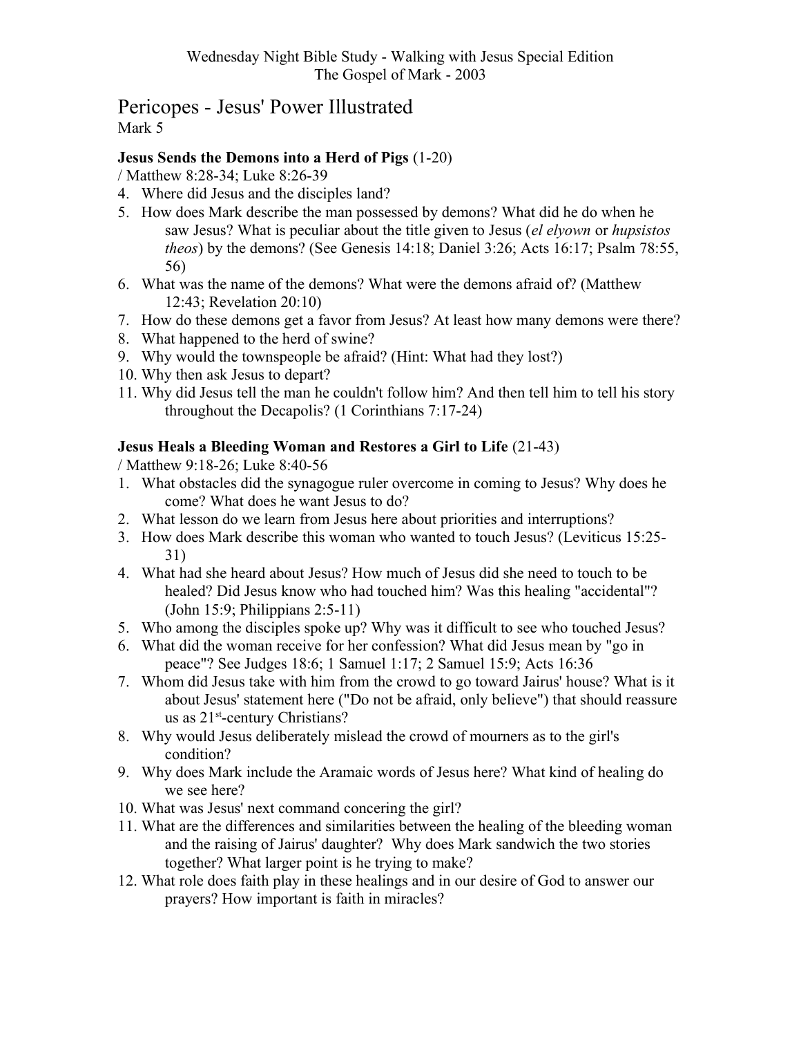Wednesday Night Bible Study - Walking with Jesus Special Edition
The Gospel of Mark - 2003

# Pericopes - Jesus' Power Illustrated

Mark 5

**Jesus Sends the Demons into a Herd of Pigs** (1-20)
/ Matthew 8:28-34; Luke 8:26-39

4. Where did Jesus and the disciples land?
5. How does Mark describe the man possessed by demons? What did he do when he saw Jesus? What is peculiar about the title given to Jesus (*el elyown* or *hupsistos theos*) by the demons? (See Genesis 14:18; Daniel 3:26; Acts 16:17; Psalm 78:55, 56)
6. What was the name of the demons? What were the demons afraid of? (Matthew 12:43; Revelation 20:10)
7. How do these demons get a favor from Jesus? At least how many demons were there?
8. What happened to the herd of swine?
9. Why would the townspeople be afraid? (Hint: What had they lost?)
10. Why then ask Jesus to depart?
11. Why did Jesus tell the man he couldn't follow him? And then tell him to tell his story throughout the Decapolis? (1 Corinthians 7:17-24)

**Jesus Heals a Bleeding Woman and Restores a Girl to Life** (21-43)
/ Matthew 9:18-26; Luke 8:40-56

1. What obstacles did the synagogue ruler overcome in coming to Jesus? Why does he come? What does he want Jesus to do?
2. What lesson do we learn from Jesus here about priorities and interruptions?
3. How does Mark describe this woman who wanted to touch Jesus? (Leviticus 15:25-31)
4. What had she heard about Jesus? How much of Jesus did she need to touch to be healed? Did Jesus know who had touched him? Was this healing "accidental"? (John 15:9; Philippians 2:5-11)
5. Who among the disciples spoke up? Why was it difficult to see who touched Jesus?
6. What did the woman receive for her confession? What did Jesus mean by "go in peace"? See Judges 18:6; 1 Samuel 1:17; 2 Samuel 15:9; Acts 16:36
7. Whom did Jesus take with him from the crowd to go toward Jairus' house? What is it about Jesus' statement here ("Do not be afraid, only believe") that should reassure us as 21st-century Christians?
8. Why would Jesus deliberately mislead the crowd of mourners as to the girl's condition?
9. Why does Mark include the Aramaic words of Jesus here? What kind of healing do we see here?
10. What was Jesus' next command concering the girl?
11. What are the differences and similarities between the healing of the bleeding woman and the raising of Jairus' daughter? Why does Mark sandwich the two stories together? What larger point is he trying to make?
12. What role does faith play in these healings and in our desire of God to answer our prayers? How important is faith in miracles?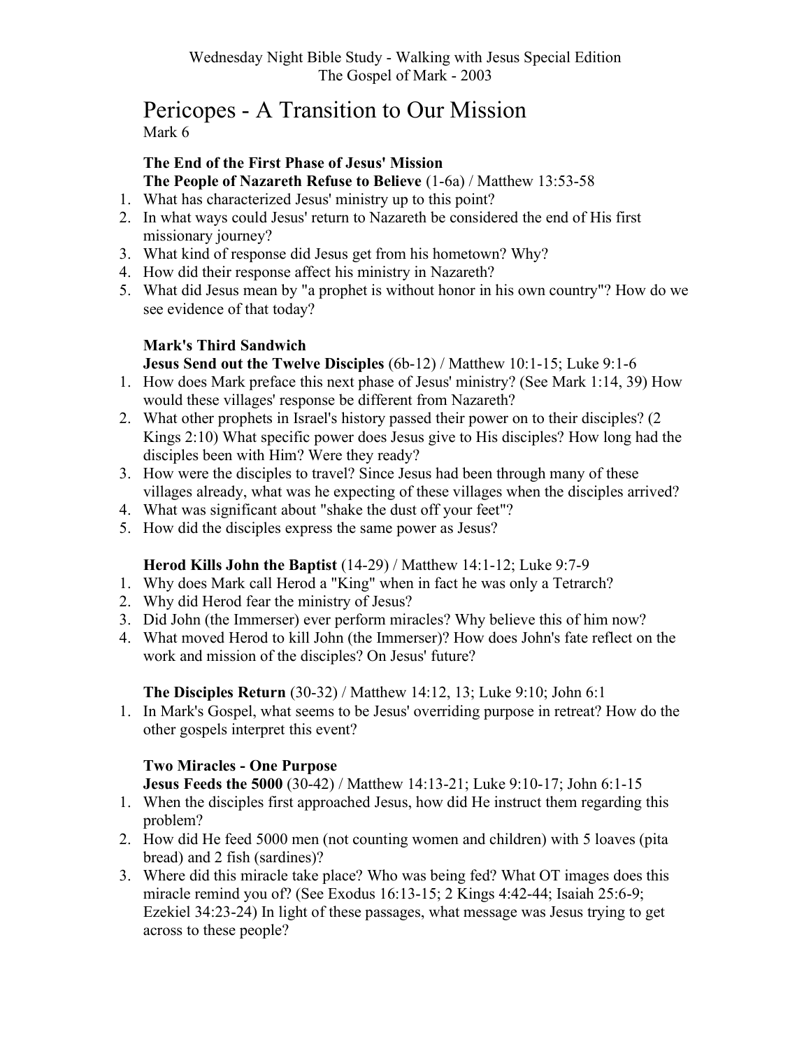# Pericopes - A Transition to Our Mission

Mark 6

### The End of the First Phase of Jesus' Mission

**The People of Nazareth Refuse to Believe** (1-6a) / Matthew 13:53-58

1. What has characterized Jesus' ministry up to this point?
2. In what ways could Jesus' return to Nazareth be considered the end of His first missionary journey?
3. What kind of response did Jesus get from his hometown? Why?
4. How did their response affect his ministry in Nazareth?
5. What did Jesus mean by "a prophet is without honor in his own country"? How do we see evidence of that today?

### Mark's Third Sandwich

**Jesus Send out the Twelve Disciples** (6b-12) / Matthew 10:1-15; Luke 9:1-6

1. How does Mark preface this next phase of Jesus' ministry? (See Mark 1:14, 39) How would these villages' response be different from Nazareth?
2. What other prophets in Israel's history passed their power on to their disciples? (2 Kings 2:10) What specific power does Jesus give to His disciples? How long had the disciples been with Him? Were they ready?
3. How were the disciples to travel? Since Jesus had been through many of these villages already, what was he expecting of these villages when the disciples arrived?
4. What was significant about "shake the dust off your feet"?
5. How did the disciples express the same power as Jesus?

**Herod Kills John the Baptist** (14-29) / Matthew 14:1-12; Luke 9:7-9

1. Why does Mark call Herod a "King" when in fact he was only a Tetrarch?
2. Why did Herod fear the ministry of Jesus?
3. Did John (the Immerser) ever perform miracles? Why believe this of him now?
4. What moved Herod to kill John (the Immerser)? How does John's fate reflect on the work and mission of the disciples? On Jesus' future?

**The Disciples Return** (30-32) / Matthew 14:12, 13; Luke 9:10; John 6:1

1. In Mark's Gospel, what seems to be Jesus' overriding purpose in retreat? How do the other gospels interpret this event?

### Two Miracles - One Purpose

**Jesus Feeds the 5000** (30-42) / Matthew 14:13-21; Luke 9:10-17; John 6:1-15

1. When the disciples first approached Jesus, how did He instruct them regarding this problem?
2. How did He feed 5000 men (not counting women and children) with 5 loaves (pita bread) and 2 fish (sardines)?
3. Where did this miracle take place? Who was being fed? What OT images does this miracle remind you of? (See Exodus 16:13-15; 2 Kings 4:42-44; Isaiah 25:6-9; Ezekiel 34:23-24) In light of these passages, what message was Jesus trying to get across to these people?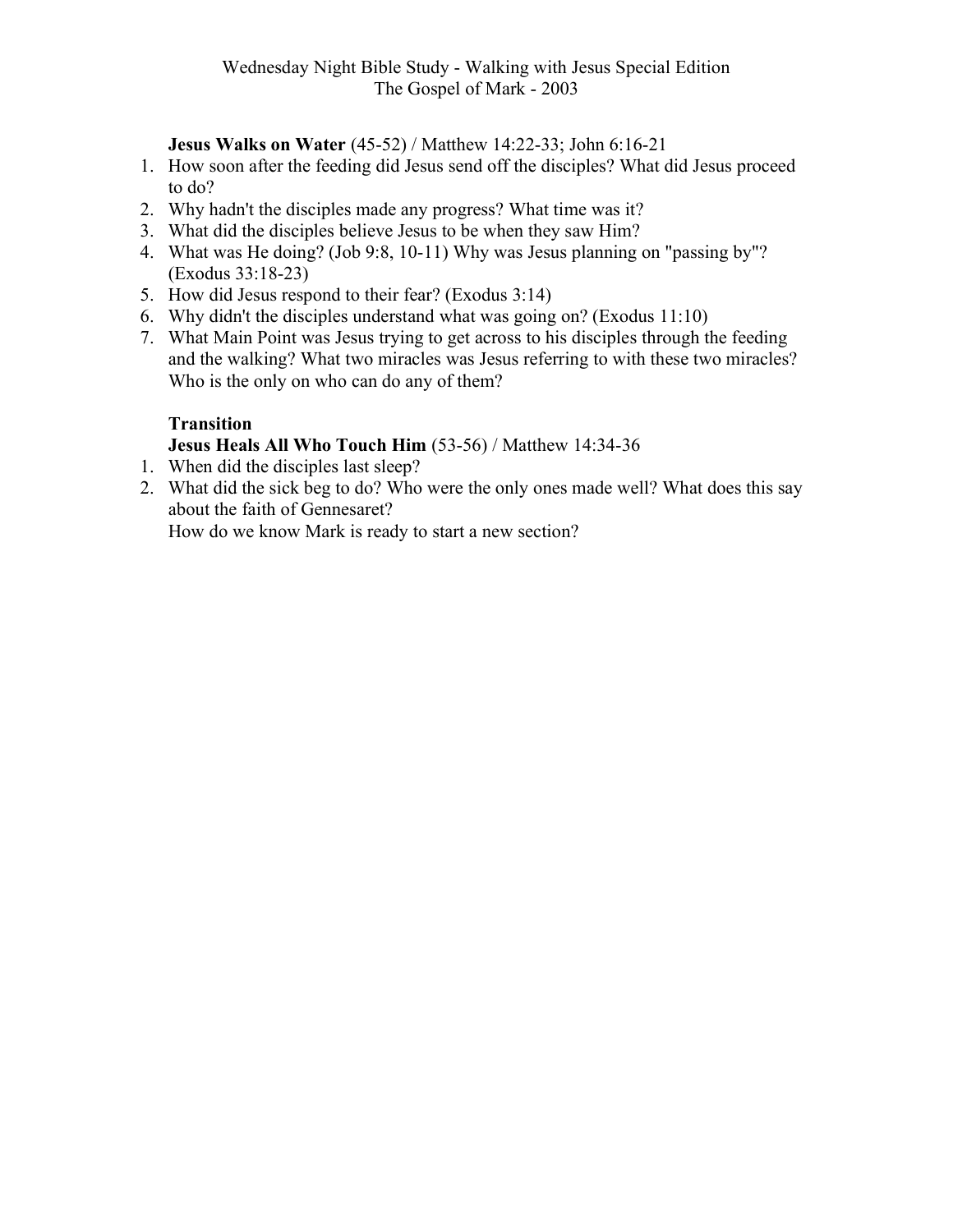**Jesus Walks on Water** (45-52) / Matthew 14:22-33; John 6:16-21

1. How soon after the feeding did Jesus send off the disciples? What did Jesus proceed to do?
2. Why hadn't the disciples made any progress? What time was it?
3. What did the disciples believe Jesus to be when they saw Him?
4. What was He doing? (Job 9:8, 10-11) Why was Jesus planning on "passing by"? (Exodus 33:18-23)
5. How did Jesus respond to their fear? (Exodus 3:14)
6. Why didn't the disciples understand what was going on? (Exodus 11:10)
7. What Main Point was Jesus trying to get across to his disciples through the feeding and the walking? What two miracles was Jesus referring to with these two miracles? Who is the only on who can do any of them?

**Transition**

**Jesus Heals All Who Touch Him** (53-56) / Matthew 14:34-36

1. When did the disciples last sleep?
2. What did the sick beg to do? Who were the only ones made well? What does this say about the faith of Gennesaret?

   How do we know Mark is ready to start a new section?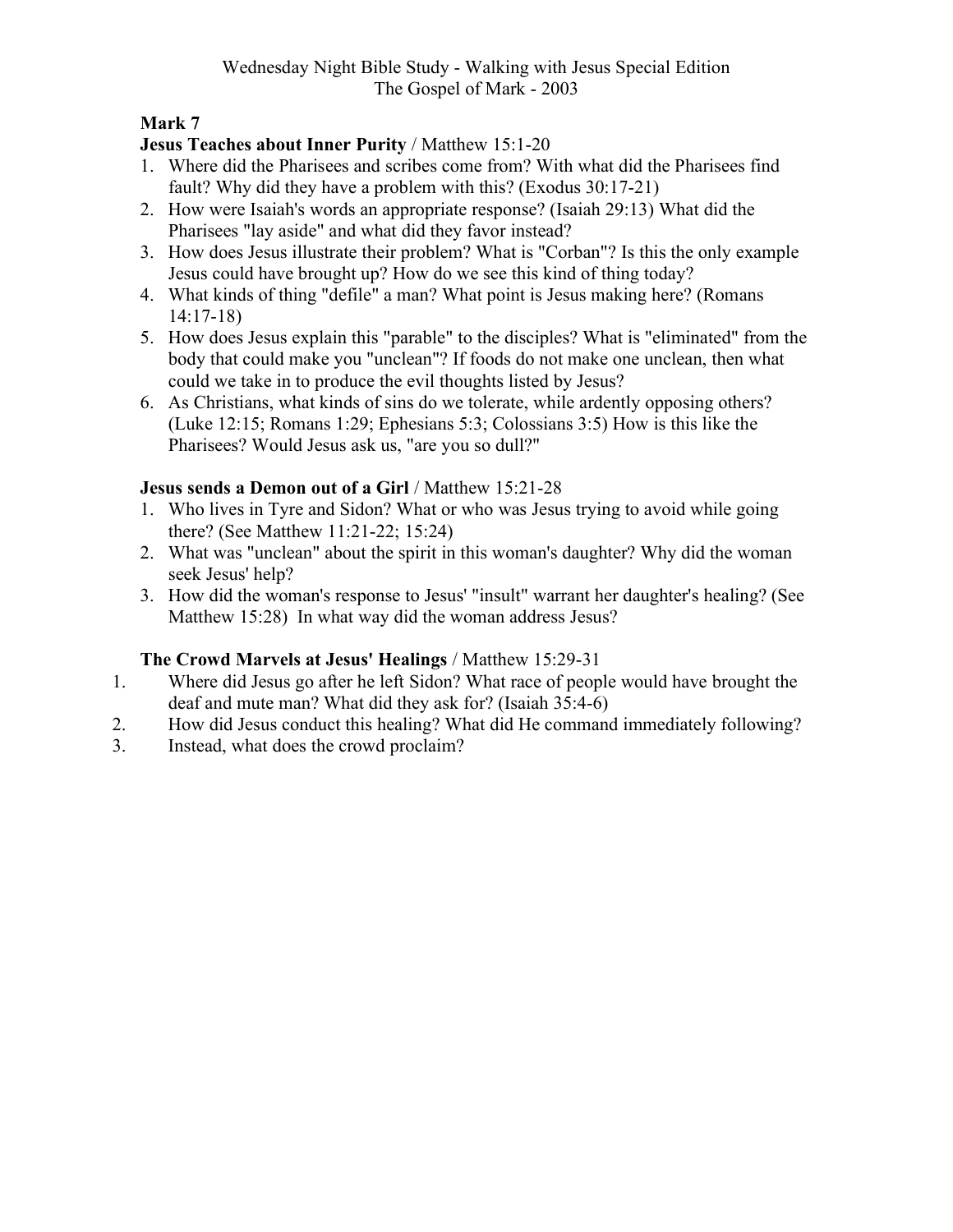Wednesday Night Bible Study - Walking with Jesus Special Edition
The Gospel of Mark - 2003

## Mark 7

**Jesus Teaches about Inner Purity** / Matthew 15:1-20

1. Where did the Pharisees and scribes come from? With what did the Pharisees find fault? Why did they have a problem with this? (Exodus 30:17-21)
2. How were Isaiah's words an appropriate response? (Isaiah 29:13) What did the Pharisees "lay aside" and what did they favor instead?
3. How does Jesus illustrate their problem? What is "Corban"? Is this the only example Jesus could have brought up? How do we see this kind of thing today?
4. What kinds of thing "defile" a man? What point is Jesus making here? (Romans 14:17-18)
5. How does Jesus explain this "parable" to the disciples? What is "eliminated" from the body that could make you "unclean"? If foods do not make one unclean, then what could we take in to produce the evil thoughts listed by Jesus?
6. As Christians, what kinds of sins do we tolerate, while ardently opposing others? (Luke 12:15; Romans 1:29; Ephesians 5:3; Colossians 3:5) How is this like the Pharisees? Would Jesus ask us, "are you so dull?"

**Jesus sends a Demon out of a Girl** / Matthew 15:21-28

1. Who lives in Tyre and Sidon? What or who was Jesus trying to avoid while going there? (See Matthew 11:21-22; 15:24)
2. What was "unclean" about the spirit in this woman's daughter? Why did the woman seek Jesus' help?
3. How did the woman's response to Jesus' "insult" warrant her daughter's healing? (See Matthew 15:28) In what way did the woman address Jesus?

**The Crowd Marvels at Jesus' Healings** / Matthew 15:29-31

1. Where did Jesus go after he left Sidon? What race of people would have brought the deaf and mute man? What did they ask for? (Isaiah 35:4-6)
2. How did Jesus conduct this healing? What did He command immediately following?
3. Instead, what does the crowd proclaim?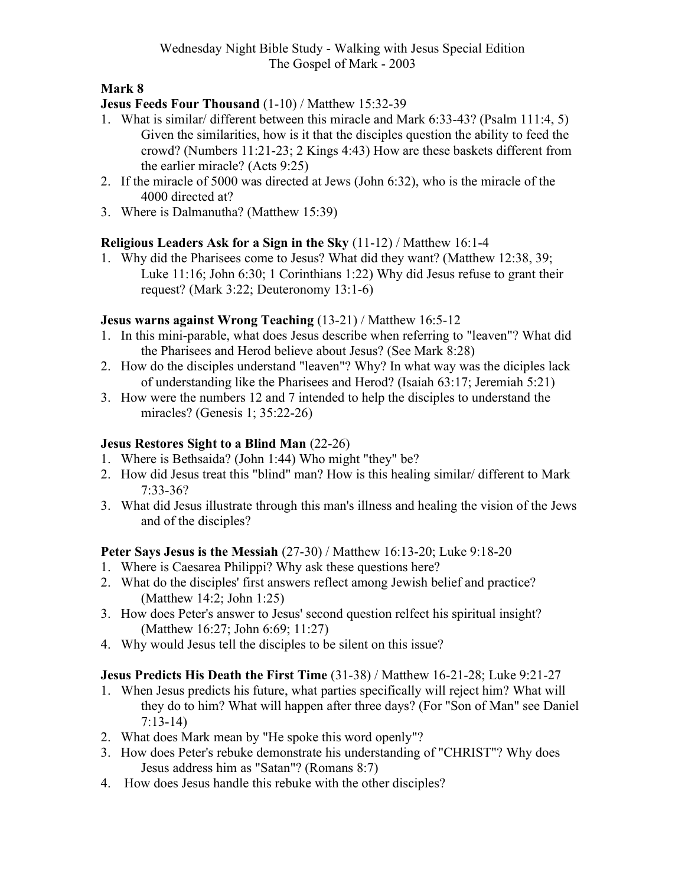Wednesday Night Bible Study - Walking with Jesus Special Edition
The Gospel of Mark - 2003

## Mark 8

### Jesus Feeds Four Thousand (1-10) / Matthew 15:32-39

1. What is similar/ different between this miracle and Mark 6:33-43? (Psalm 111:4, 5) Given the similarities, how is it that the disciples question the ability to feed the crowd? (Numbers 11:21-23; 2 Kings 4:43) How are these baskets different from the earlier miracle? (Acts 9:25)
2. If the miracle of 5000 was directed at Jews (John 6:32), who is the miracle of the 4000 directed at?
3. Where is Dalmanutha? (Matthew 15:39)

### Religious Leaders Ask for a Sign in the Sky (11-12) / Matthew 16:1-4

1. Why did the Pharisees come to Jesus? What did they want? (Matthew 12:38, 39; Luke 11:16; John 6:30; 1 Corinthians 1:22) Why did Jesus refuse to grant their request? (Mark 3:22; Deuteronomy 13:1-6)

### Jesus warns against Wrong Teaching (13-21) / Matthew 16:5-12

1. In this mini-parable, what does Jesus describe when referring to "leaven"? What did the Pharisees and Herod believe about Jesus? (See Mark 8:28)
2. How do the disciples understand "leaven"? Why? In what way was the diciples lack of understanding like the Pharisees and Herod? (Isaiah 63:17; Jeremiah 5:21)
3. How were the numbers 12 and 7 intended to help the disciples to understand the miracles? (Genesis 1; 35:22-26)

### Jesus Restores Sight to a Blind Man (22-26)

1. Where is Bethsaida? (John 1:44) Who might "they" be?
2. How did Jesus treat this "blind" man? How is this healing similar/ different to Mark 7:33-36?
3. What did Jesus illustrate through this man's illness and healing the vision of the Jews and of the disciples?

### Peter Says Jesus is the Messiah (27-30) / Matthew 16:13-20; Luke 9:18-20

1. Where is Caesarea Philippi? Why ask these questions here?
2. What do the disciples' first answers reflect among Jewish belief and practice? (Matthew 14:2; John 1:25)
3. How does Peter's answer to Jesus' second question relfect his spiritual insight? (Matthew 16:27; John 6:69; 11:27)
4. Why would Jesus tell the disciples to be silent on this issue?

### Jesus Predicts His Death the First Time (31-38) / Matthew 16-21-28; Luke 9:21-27

1. When Jesus predicts his future, what parties specifically will reject him? What will they do to him? What will happen after three days? (For "Son of Man" see Daniel 7:13-14)
2. What does Mark mean by "He spoke this word openly"?
3. How does Peter's rebuke demonstrate his understanding of "CHRIST"? Why does Jesus address him as "Satan"? (Romans 8:7)
4. How does Jesus handle this rebuke with the other disciples?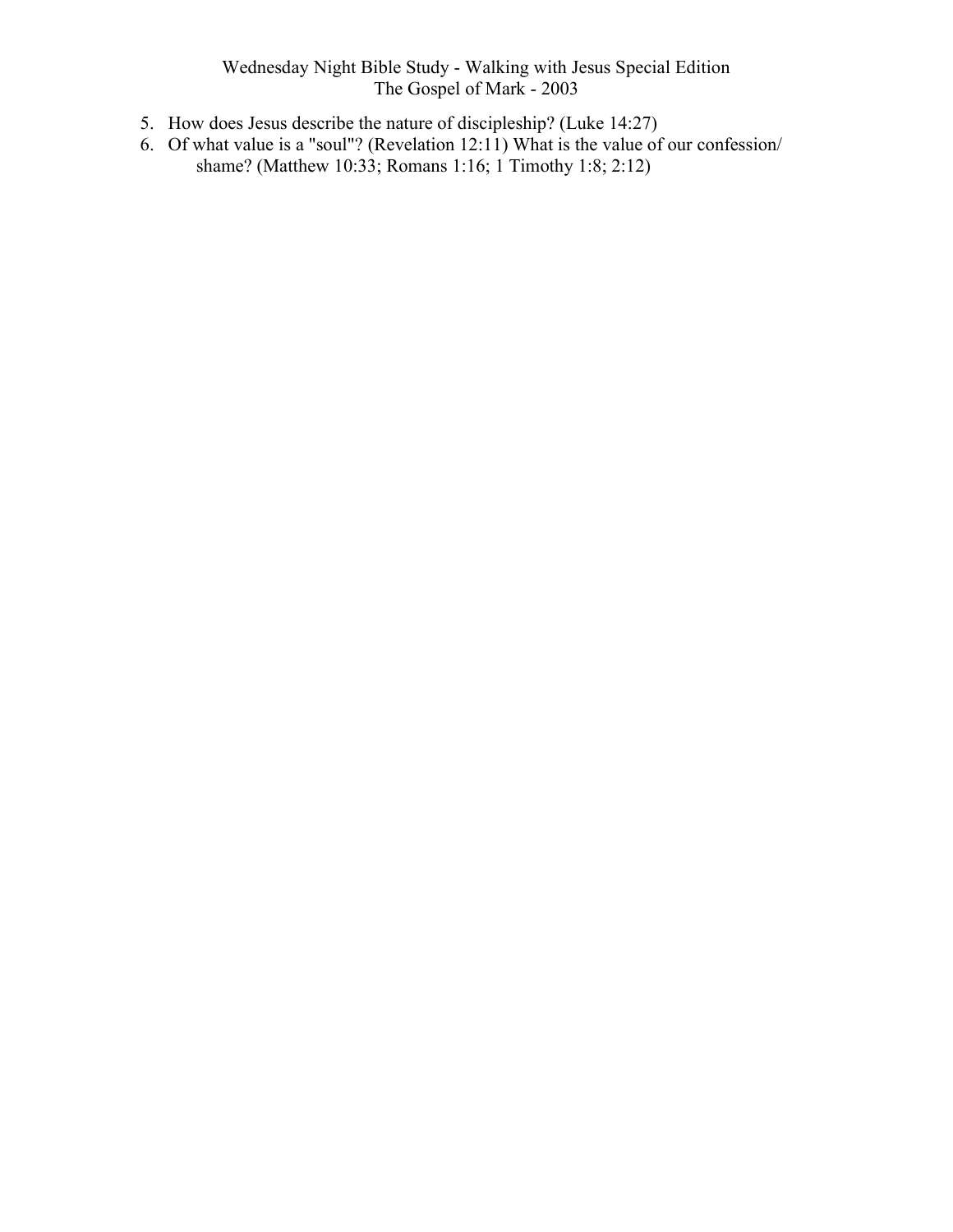5. How does Jesus describe the nature of discipleship? (Luke 14:27)
6. Of what value is a "soul"? (Revelation 12:11) What is the value of our confession/ shame? (Matthew 10:33; Romans 1:16; 1 Timothy 1:8; 2:12)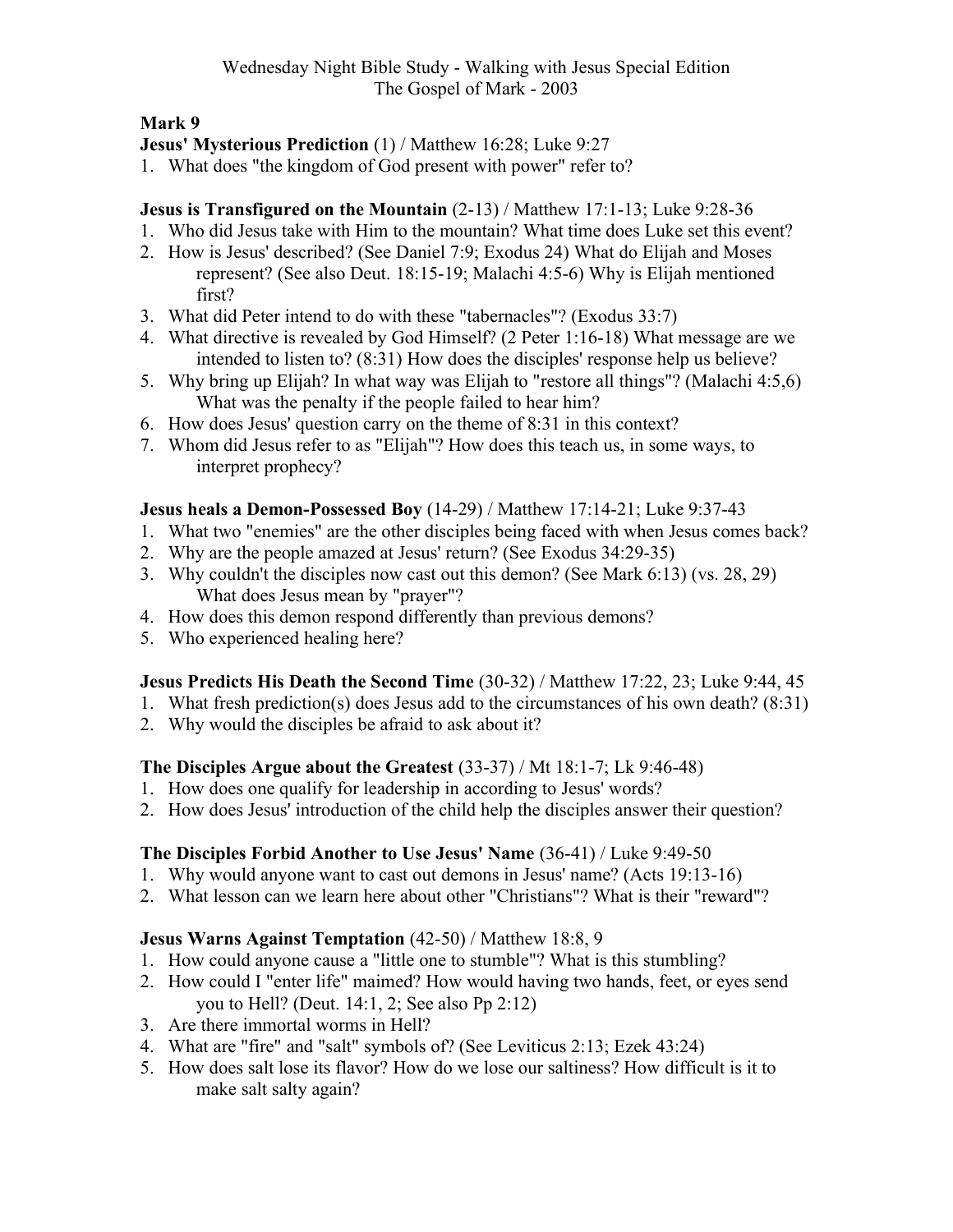Wednesday Night Bible Study - Walking with Jesus Special Edition
The Gospel of Mark - 2003

## Mark 9

**Jesus' Mysterious Prediction** (1) / Matthew 16:28; Luke 9:27

1. What does "the kingdom of God present with power" refer to?

**Jesus is Transfigured on the Mountain** (2-13) / Matthew 17:1-13; Luke 9:28-36

1. Who did Jesus take with Him to the mountain? What time does Luke set this event?
2. How is Jesus' described? (See Daniel 7:9; Exodus 24) What do Elijah and Moses represent? (See also Deut. 18:15-19; Malachi 4:5-6) Why is Elijah mentioned first?
3. What did Peter intend to do with these "tabernacles"? (Exodus 33:7)
4. What directive is revealed by God Himself? (2 Peter 1:16-18) What message are we intended to listen to? (8:31) How does the disciples' response help us believe?
5. Why bring up Elijah? In what way was Elijah to "restore all things"? (Malachi 4:5,6) What was the penalty if the people failed to hear him?
6. How does Jesus' question carry on the theme of 8:31 in this context?
7. Whom did Jesus refer to as "Elijah"? How does this teach us, in some ways, to interpret prophecy?

**Jesus heals a Demon-Possessed Boy** (14-29) / Matthew 17:14-21; Luke 9:37-43

1. What two "enemies" are the other disciples being faced with when Jesus comes back?
2. Why are the people amazed at Jesus' return? (See Exodus 34:29-35)
3. Why couldn't the disciples now cast out this demon? (See Mark 6:13) (vs. 28, 29) What does Jesus mean by "prayer"?
4. How does this demon respond differently than previous demons?
5. Who experienced healing here?

**Jesus Predicts His Death the Second Time** (30-32) / Matthew 17:22, 23; Luke 9:44, 45

1. What fresh prediction(s) does Jesus add to the circumstances of his own death? (8:31)
2. Why would the disciples be afraid to ask about it?

**The Disciples Argue about the Greatest** (33-37) / Mt 18:1-7; Lk 9:46-48)

1. How does one qualify for leadership in according to Jesus' words?
2. How does Jesus' introduction of the child help the disciples answer their question?

**The Disciples Forbid Another to Use Jesus' Name** (36-41) / Luke 9:49-50

1. Why would anyone want to cast out demons in Jesus' name? (Acts 19:13-16)
2. What lesson can we learn here about other "Christians"? What is their "reward"?

**Jesus Warns Against Temptation** (42-50) / Matthew 18:8, 9

1. How could anyone cause a "little one to stumble"? What is this stumbling?
2. How could I "enter life" maimed? How would having two hands, feet, or eyes send you to Hell? (Deut. 14:1, 2; See also Pp 2:12)
3. Are there immortal worms in Hell?
4. What are "fire" and "salt" symbols of? (See Leviticus 2:13; Ezek 43:24)
5. How does salt lose its flavor? How do we lose our saltiness? How difficult is it to make salt salty again?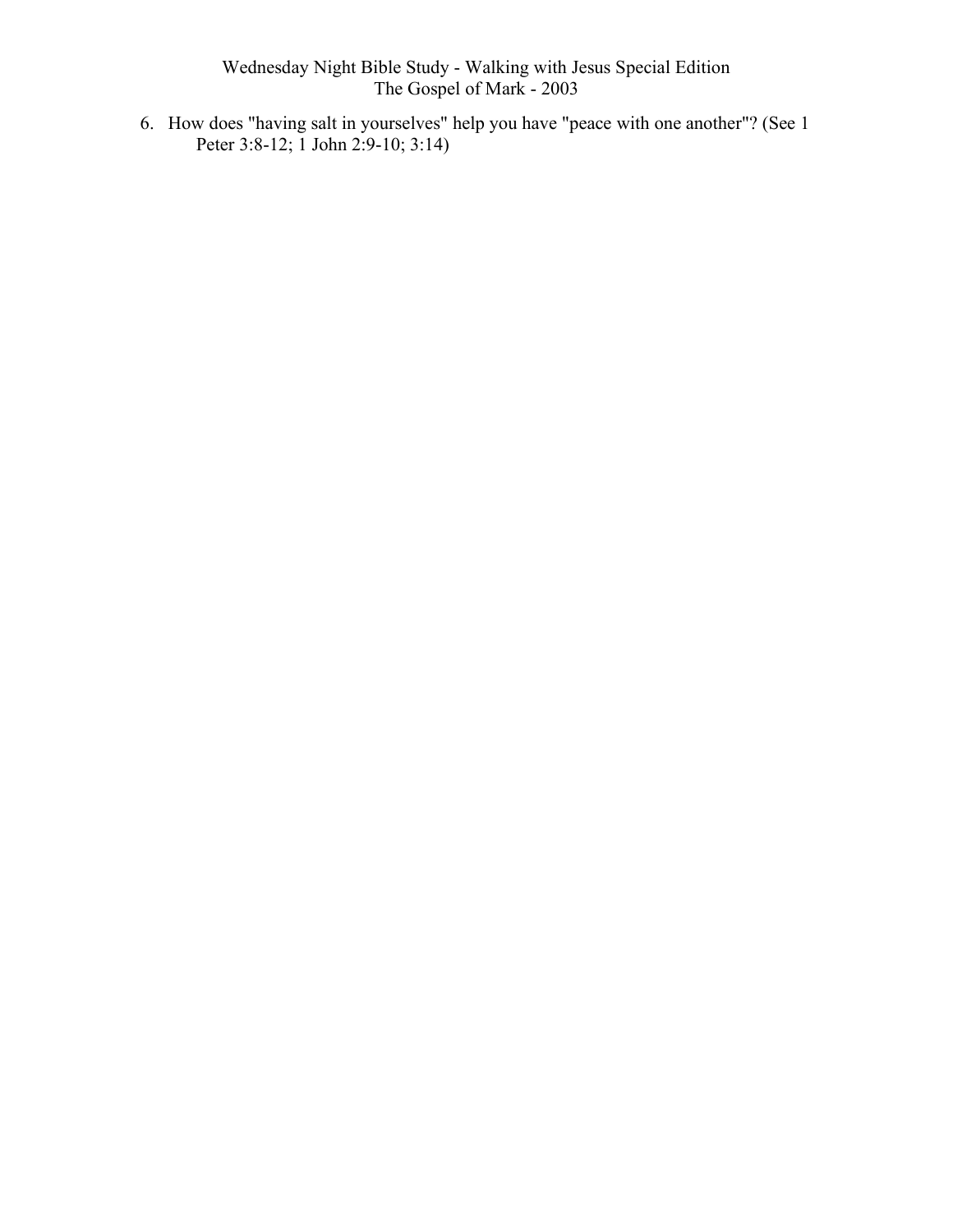6. How does "having salt in yourselves" help you have "peace with one another"? (See 1 Peter 3:8-12; 1 John 2:9-10; 3:14)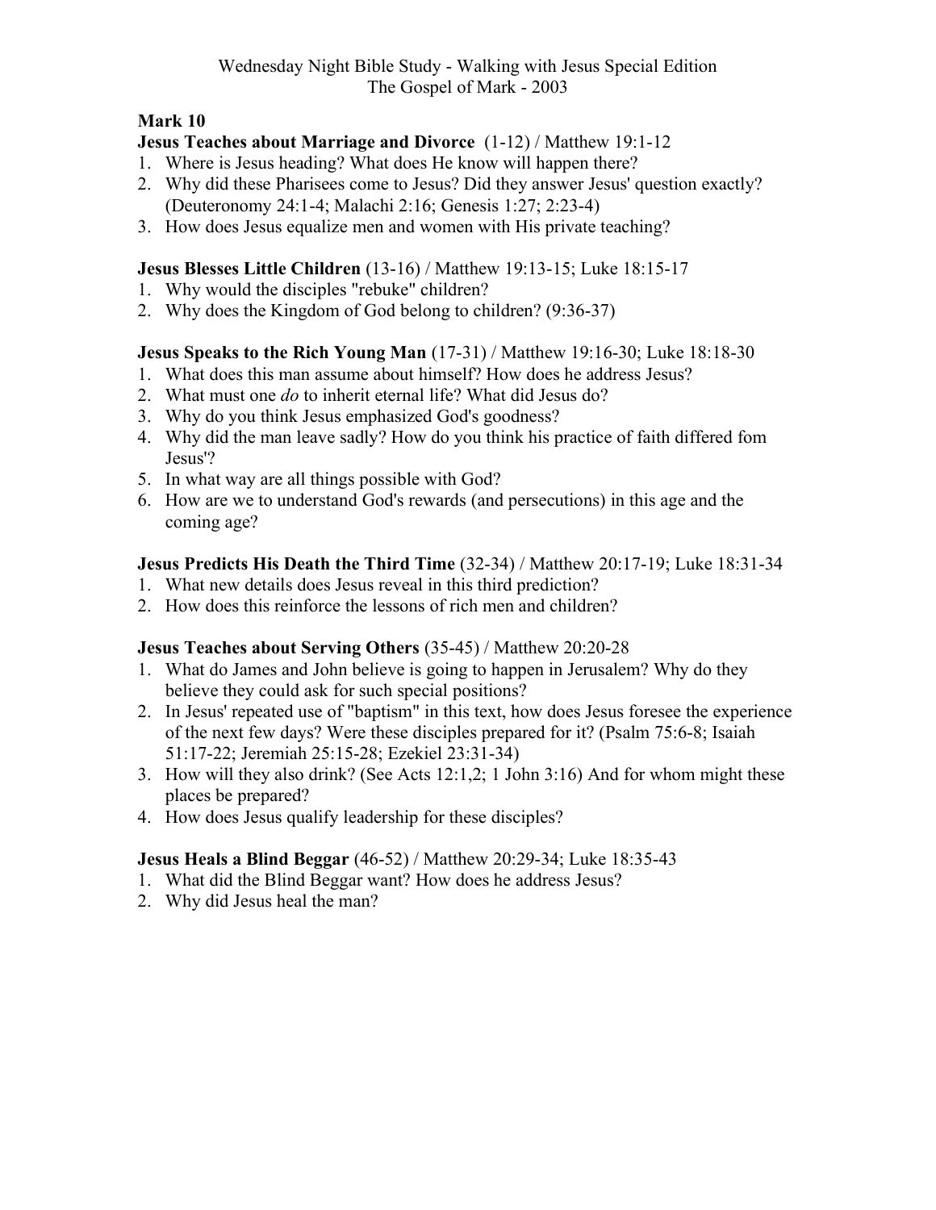Wednesday Night Bible Study - Walking with Jesus Special Edition
The Gospel of Mark - 2003

## Mark 10

### **Jesus Teaches about Marriage and Divorce** (1-12) / Matthew 19:1-12

1. Where is Jesus heading? What does He know will happen there?
2. Why did these Pharisees come to Jesus? Did they answer Jesus' question exactly? (Deuteronomy 24:1-4; Malachi 2:16; Genesis 1:27; 2:23-4)
3. How does Jesus equalize men and women with His private teaching?

### **Jesus Blesses Little Children** (13-16) / Matthew 19:13-15; Luke 18:15-17

1. Why would the disciples "rebuke" children?
2. Why does the Kingdom of God belong to children? (9:36-37)

### **Jesus Speaks to the Rich Young Man** (17-31) / Matthew 19:16-30; Luke 18:18-30

1. What does this man assume about himself? How does he address Jesus?
2. What must one *do* to inherit eternal life? What did Jesus do?
3. Why do you think Jesus emphasized God's goodness?
4. Why did the man leave sadly? How do you think his practice of faith differed fom Jesus'?
5. In what way are all things possible with God?
6. How are we to understand God's rewards (and persecutions) in this age and the coming age?

### **Jesus Predicts His Death the Third Time** (32-34) / Matthew 20:17-19; Luke 18:31-34

1. What new details does Jesus reveal in this third prediction?
2. How does this reinforce the lessons of rich men and children?

### **Jesus Teaches about Serving Others** (35-45) / Matthew 20:20-28

1. What do James and John believe is going to happen in Jerusalem? Why do they believe they could ask for such special positions?
2. In Jesus' repeated use of "baptism" in this text, how does Jesus foresee the experience of the next few days? Were these disciples prepared for it? (Psalm 75:6-8; Isaiah 51:17-22; Jeremiah 25:15-28; Ezekiel 23:31-34)
3. How will they also drink? (See Acts 12:1,2; 1 John 3:16) And for whom might these places be prepared?
4. How does Jesus qualify leadership for these disciples?

### **Jesus Heals a Blind Beggar** (46-52) / Matthew 20:29-34; Luke 18:35-43

1. What did the Blind Beggar want? How does he address Jesus?
2. Why did Jesus heal the man?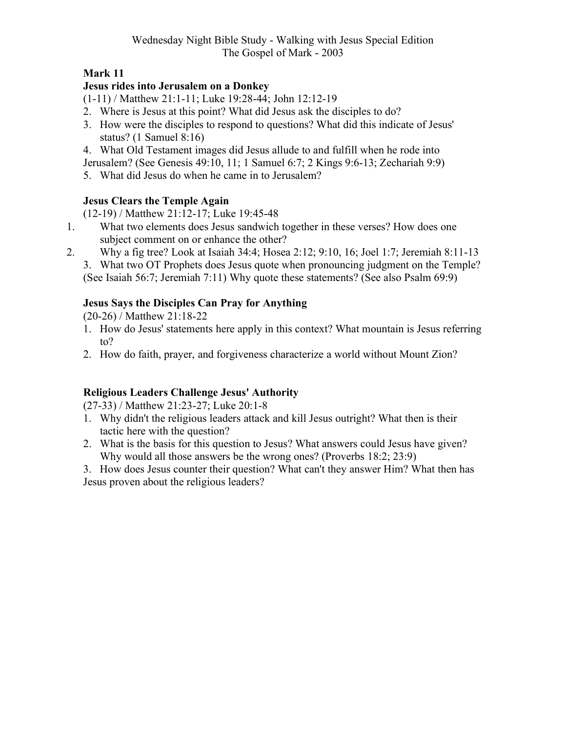Wednesday Night Bible Study - Walking with Jesus Special Edition
The Gospel of Mark - 2003

**Mark 11**

**Jesus rides into Jerusalem on a Donkey**

(1-11) / Matthew 21:1-11; Luke 19:28-44; John 12:12-19

2. Where is Jesus at this point? What did Jesus ask the disciples to do?
3. How were the disciples to respond to questions? What did this indicate of Jesus' status? (1 Samuel 8:16)
4. What Old Testament images did Jesus allude to and fulfill when he rode into Jerusalem? (See Genesis 49:10, 11; 1 Samuel 6:7; 2 Kings 9:6-13; Zechariah 9:9)
5. What did Jesus do when he came in to Jerusalem?

**Jesus Clears the Temple Again**

(12-19) / Matthew 21:12-17; Luke 19:45-48

1. What two elements does Jesus sandwich together in these verses? How does one subject comment on or enhance the other?
2. Why a fig tree? Look at Isaiah 34:4; Hosea 2:12; 9:10, 16; Joel 1:7; Jeremiah 8:11-13
3. What two OT Prophets does Jesus quote when pronouncing judgment on the Temple? (See Isaiah 56:7; Jeremiah 7:11) Why quote these statements? (See also Psalm 69:9)

**Jesus Says the Disciples Can Pray for Anything**

(20-26) / Matthew 21:18-22

1. How do Jesus' statements here apply in this context? What mountain is Jesus referring to?
2. How do faith, prayer, and forgiveness characterize a world without Mount Zion?

**Religious Leaders Challenge Jesus' Authority**

(27-33) / Matthew 21:23-27; Luke 20:1-8

1. Why didn't the religious leaders attack and kill Jesus outright? What then is their tactic here with the question?
2. What is the basis for this question to Jesus? What answers could Jesus have given? Why would all those answers be the wrong ones? (Proverbs 18:2; 23:9)
3. How does Jesus counter their question? What can't they answer Him? What then has Jesus proven about the religious leaders?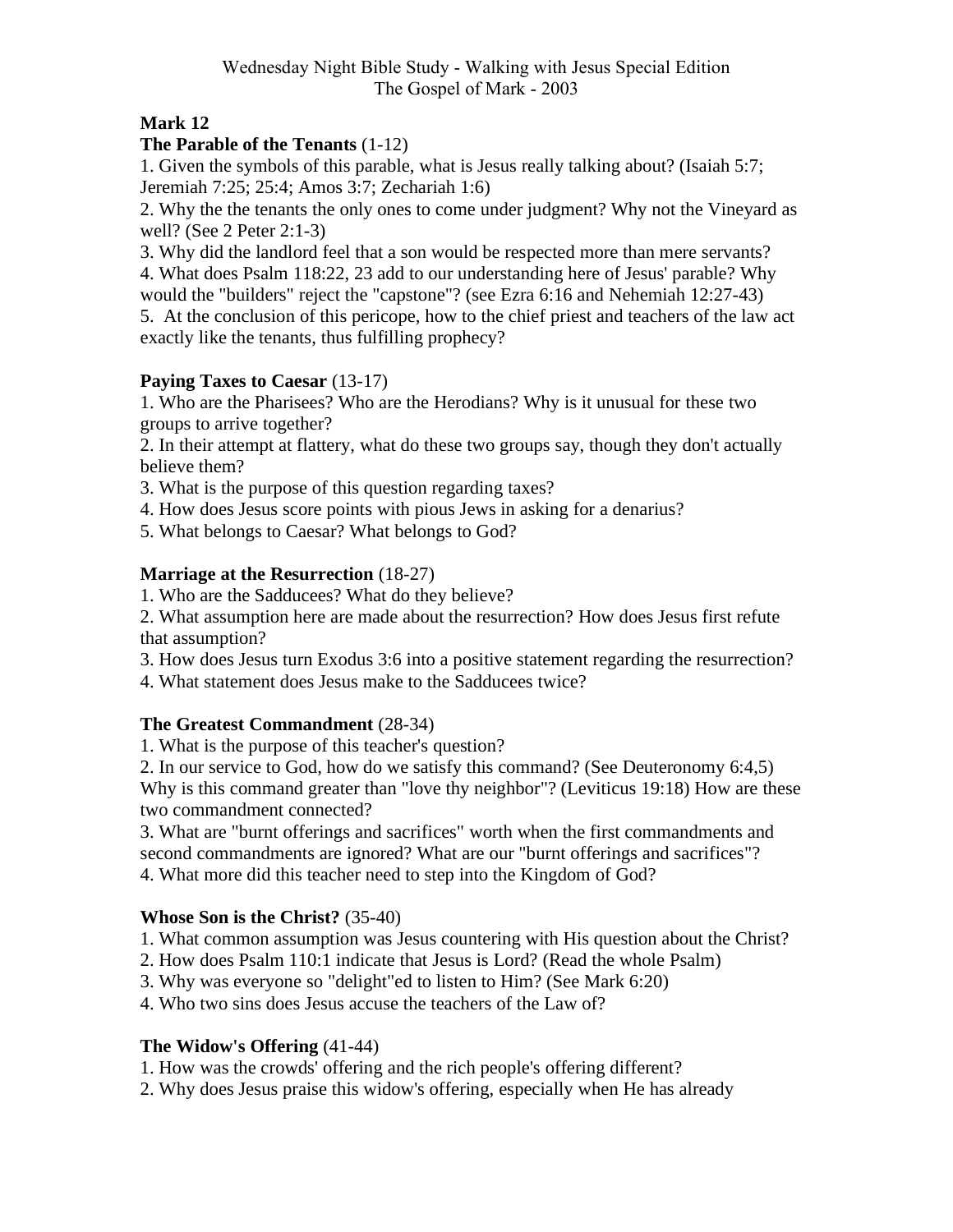Wednesday Night Bible Study - Walking with Jesus Special Edition
The Gospel of Mark - 2003

**Mark 12**

**The Parable of the Tenants** (1-12)

1. Given the symbols of this parable, what is Jesus really talking about? (Isaiah 5:7; Jeremiah 7:25; 25:4; Amos 3:7; Zechariah 1:6)
2. Why the the tenants the only ones to come under judgment? Why not the Vineyard as well? (See 2 Peter 2:1-3)
3. Why did the landlord feel that a son would be respected more than mere servants?
4. What does Psalm 118:22, 23 add to our understanding here of Jesus' parable? Why would the "builders" reject the "capstone"? (see Ezra 6:16 and Nehemiah 12:27-43)
5. At the conclusion of this pericope, how to the chief priest and teachers of the law act exactly like the tenants, thus fulfilling prophecy?

**Paying Taxes to Caesar** (13-17)

1. Who are the Pharisees? Who are the Herodians? Why is it unusual for these two groups to arrive together?
2. In their attempt at flattery, what do these two groups say, though they don't actually believe them?
3. What is the purpose of this question regarding taxes?
4. How does Jesus score points with pious Jews in asking for a denarius?
5. What belongs to Caesar? What belongs to God?

**Marriage at the Resurrection** (18-27)

1. Who are the Sadducees? What do they believe?
2. What assumption here are made about the resurrection? How does Jesus first refute that assumption?
3. How does Jesus turn Exodus 3:6 into a positive statement regarding the resurrection?
4. What statement does Jesus make to the Sadducees twice?

**The Greatest Commandment** (28-34)

1. What is the purpose of this teacher's question?
2. In our service to God, how do we satisfy this command? (See Deuteronomy 6:4,5) Why is this command greater than "love thy neighbor"? (Leviticus 19:18) How are these two commandment connected?
3. What are "burnt offerings and sacrifices" worth when the first commandments and second commandments are ignored? What are our "burnt offerings and sacrifices"?
4. What more did this teacher need to step into the Kingdom of God?

**Whose Son is the Christ?** (35-40)

1. What common assumption was Jesus countering with His question about the Christ?
2. How does Psalm 110:1 indicate that Jesus is Lord? (Read the whole Psalm)
3. Why was everyone so "delight"ed to listen to Him? (See Mark 6:20)
4. Who two sins does Jesus accuse the teachers of the Law of?

**The Widow's Offering** (41-44)

1. How was the crowds' offering and the rich people's offering different?
2. Why does Jesus praise this widow's offering, especially when He has already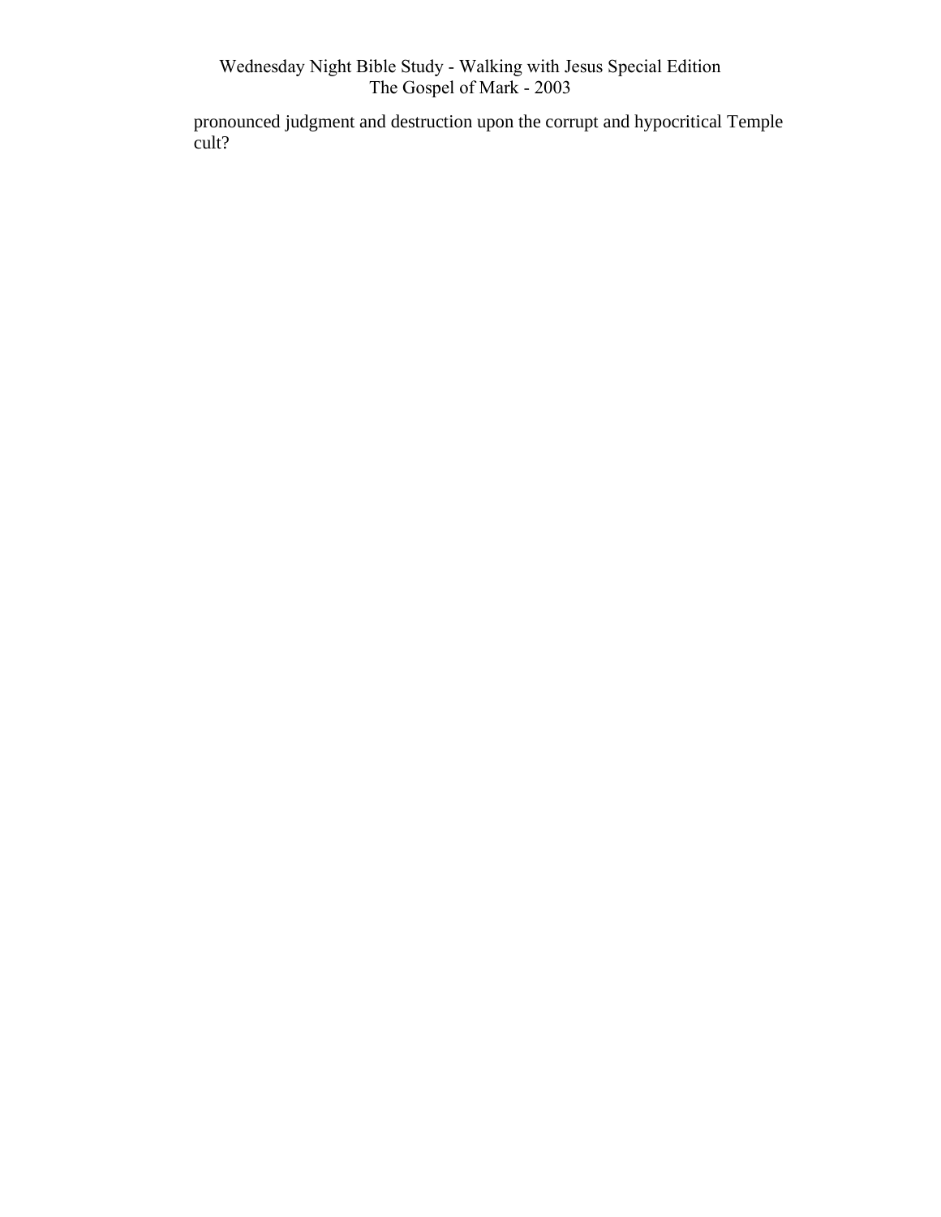pronounced judgment and destruction upon the corrupt and hypocritical Temple cult?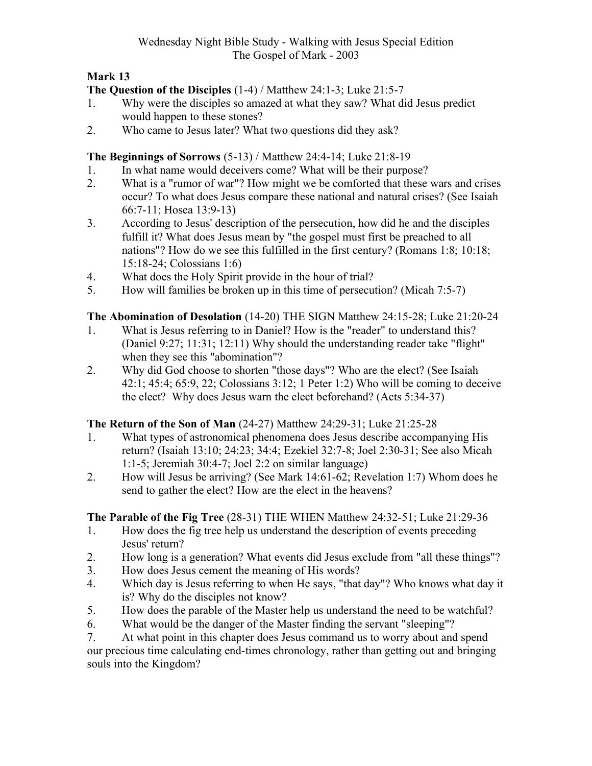Wednesday Night Bible Study - Walking with Jesus Special Edition
The Gospel of Mark - 2003

## Mark 13

**The Question of the Disciples** (1-4) / Matthew 24:1-3; Luke 21:5-7

1. Why were the disciples so amazed at what they saw? What did Jesus predict would happen to these stones?
2. Who came to Jesus later? What two questions did they ask?

**The Beginnings of Sorrows** (5-13) / Matthew 24:4-14; Luke 21:8-19

1. In what name would deceivers come? What will be their purpose?
2. What is a "rumor of war"? How might we be comforted that these wars and crises occur? To what does Jesus compare these national and natural crises? (See Isaiah 66:7-11; Hosea 13:9-13)
3. According to Jesus' description of the persecution, how did he and the disciples fulfill it? What does Jesus mean by "the gospel must first be preached to all nations"? How do we see this fulfilled in the first century? (Romans 1:8; 10:18; 15:18-24; Colossians 1:6)
4. What does the Holy Spirit provide in the hour of trial?
5. How will families be broken up in this time of persecution? (Micah 7:5-7)

**The Abomination of Desolation** (14-20) THE SIGN Matthew 24:15-28; Luke 21:20-24

1. What is Jesus referring to in Daniel? How is the "reader" to understand this? (Daniel 9:27; 11:31; 12:11) Why should the understanding reader take "flight" when they see this "abomination"?
2. Why did God choose to shorten "those days"? Who are the elect? (See Isaiah 42:1; 45:4; 65:9, 22; Colossians 3:12; 1 Peter 1:2) Who will be coming to deceive the elect? Why does Jesus warn the elect beforehand? (Acts 5:34-37)

**The Return of the Son of Man** (24-27) Matthew 24:29-31; Luke 21:25-28

1. What types of astronomical phenomena does Jesus describe accompanying His return? (Isaiah 13:10; 24:23; 34:4; Ezekiel 32:7-8; Joel 2:30-31; See also Micah 1:1-5; Jeremiah 30:4-7; Joel 2:2 on similar language)
2. How will Jesus be arriving? (See Mark 14:61-62; Revelation 1:7) Whom does he send to gather the elect? How are the elect in the heavens?

**The Parable of the Fig Tree** (28-31) THE WHEN Matthew 24:32-51; Luke 21:29-36

1. How does the fig tree help us understand the description of events preceding Jesus' return?
2. How long is a generation? What events did Jesus exclude from "all these things"?
3. How does Jesus cement the meaning of His words?
4. Which day is Jesus referring to when He says, "that day"? Who knows what day it is? Why do the disciples not know?
5. How does the parable of the Master help us understand the need to be watchful?
6. What would be the danger of the Master finding the servant "sleeping"?
7. At what point in this chapter does Jesus command us to worry about and spend our precious time calculating end-times chronology, rather than getting out and bringing souls into the Kingdom?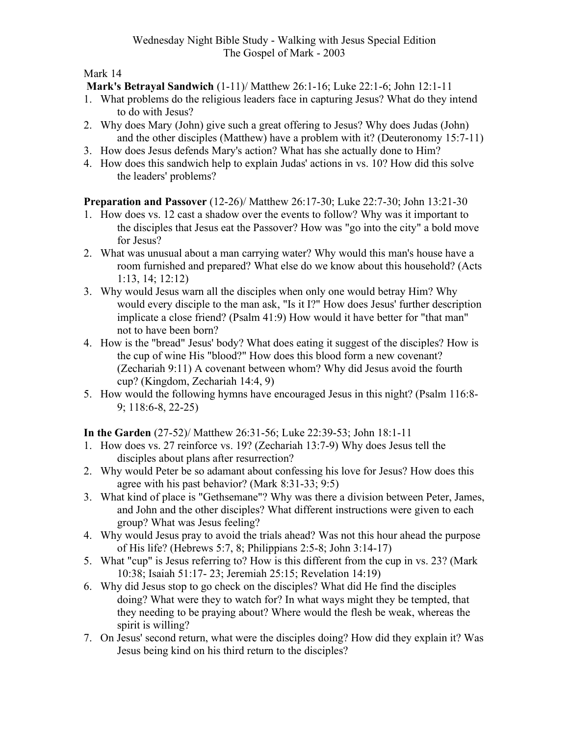Wednesday Night Bible Study - Walking with Jesus Special Edition
The Gospel of Mark - 2003

Mark 14

**Mark's Betrayal Sandwich** (1-11)/ Matthew 26:1-16; Luke 22:1-6; John 12:1-11

1. What problems do the religious leaders face in capturing Jesus? What do they intend to do with Jesus?
2. Why does Mary (John) give such a great offering to Jesus? Why does Judas (John) and the other disciples (Matthew) have a problem with it? (Deuteronomy 15:7-11)
3. How does Jesus defends Mary's action? What has she actually done to Him?
4. How does this sandwich help to explain Judas' actions in vs. 10? How did this solve the leaders' problems?

**Preparation and Passover** (12-26)/ Matthew 26:17-30; Luke 22:7-30; John 13:21-30

1. How does vs. 12 cast a shadow over the events to follow? Why was it important to the disciples that Jesus eat the Passover? How was "go into the city" a bold move for Jesus?
2. What was unusual about a man carrying water? Why would this man's house have a room furnished and prepared? What else do we know about this household? (Acts 1:13, 14; 12:12)
3. Why would Jesus warn all the disciples when only one would betray Him? Why would every disciple to the man ask, "Is it I?" How does Jesus' further description implicate a close friend? (Psalm 41:9) How would it have better for "that man" not to have been born?
4. How is the "bread" Jesus' body? What does eating it suggest of the disciples? How is the cup of wine His "blood?" How does this blood form a new covenant? (Zechariah 9:11) A covenant between whom? Why did Jesus avoid the fourth cup? (Kingdom, Zechariah 14:4, 9)
5. How would the following hymns have encouraged Jesus in this night? (Psalm 116:8-9; 118:6-8, 22-25)

**In the Garden** (27-52)/ Matthew 26:31-56; Luke 22:39-53; John 18:1-11

1. How does vs. 27 reinforce vs. 19? (Zechariah 13:7-9) Why does Jesus tell the disciples about plans after resurrection?
2. Why would Peter be so adamant about confessing his love for Jesus? How does this agree with his past behavior? (Mark 8:31-33; 9:5)
3. What kind of place is "Gethsemane"? Why was there a division between Peter, James, and John and the other disciples? What different instructions were given to each group? What was Jesus feeling?
4. Why would Jesus pray to avoid the trials ahead? Was not this hour ahead the purpose of His life? (Hebrews 5:7, 8; Philippians 2:5-8; John 3:14-17)
5. What "cup" is Jesus referring to? How is this different from the cup in vs. 23? (Mark 10:38; Isaiah 51:17- 23; Jeremiah 25:15; Revelation 14:19)
6. Why did Jesus stop to go check on the disciples? What did He find the disciples doing? What were they to watch for? In what ways might they be tempted, that they needing to be praying about? Where would the flesh be weak, whereas the spirit is willing?
7. On Jesus' second return, what were the disciples doing? How did they explain it? Was Jesus being kind on his third return to the disciples?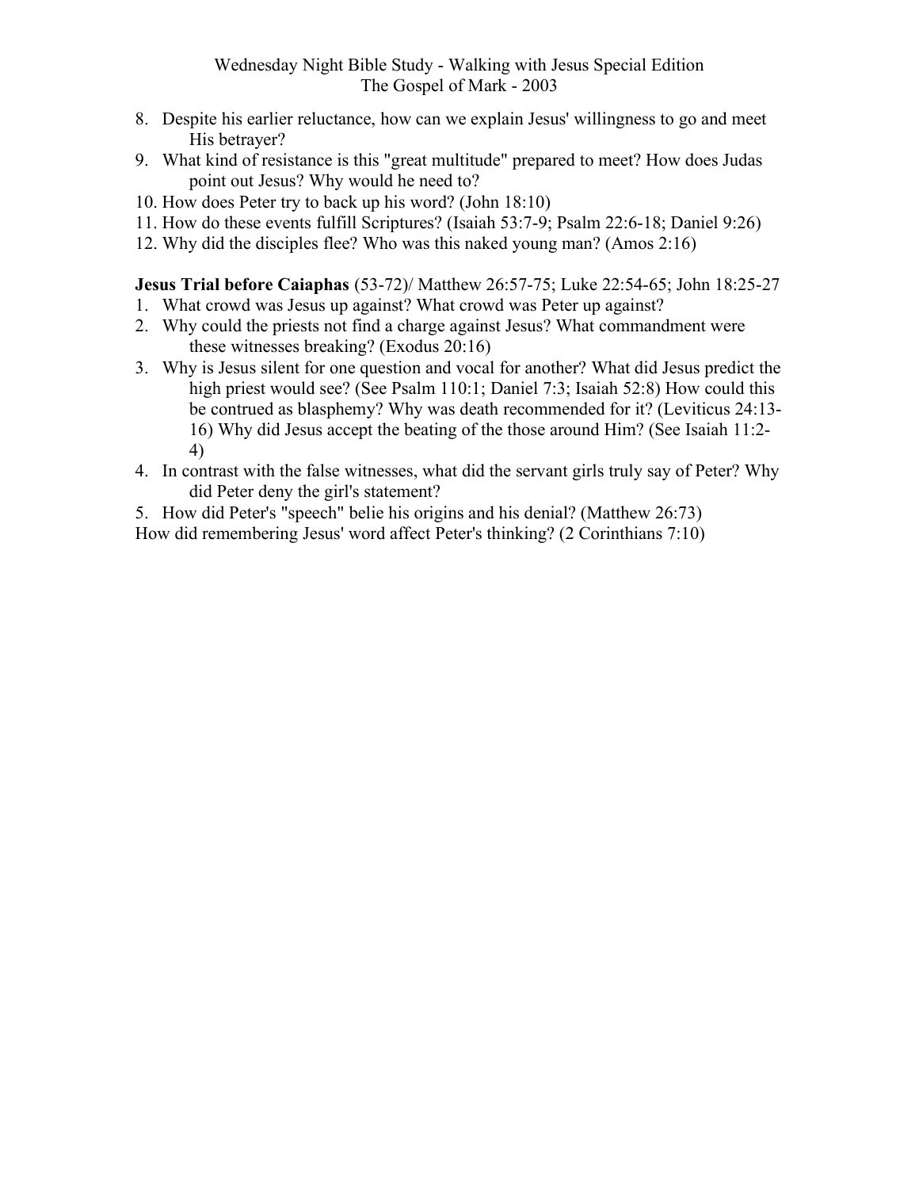8. Despite his earlier reluctance, how can we explain Jesus' willingness to go and meet His betrayer?
9. What kind of resistance is this "great multitude" prepared to meet? How does Judas point out Jesus? Why would he need to?
10. How does Peter try to back up his word? (John 18:10)
11. How do these events fulfill Scriptures? (Isaiah 53:7-9; Psalm 22:6-18; Daniel 9:26)
12. Why did the disciples flee? Who was this naked young man? (Amos 2:16)

**Jesus Trial before Caiaphas** (53-72)/ Matthew 26:57-75; Luke 22:54-65; John 18:25-27

1. What crowd was Jesus up against? What crowd was Peter up against?
2. Why could the priests not find a charge against Jesus? What commandment were these witnesses breaking? (Exodus 20:16)
3. Why is Jesus silent for one question and vocal for another? What did Jesus predict the high priest would see? (See Psalm 110:1; Daniel 7:3; Isaiah 52:8) How could this be contrued as blasphemy? Why was death recommended for it? (Leviticus 24:13-16) Why did Jesus accept the beating of the those around Him? (See Isaiah 11:2-4)
4. In contrast with the false witnesses, what did the servant girls truly say of Peter? Why did Peter deny the girl's statement?
5. How did Peter's "speech" belie his origins and his denial? (Matthew 26:73)

How did remembering Jesus' word affect Peter's thinking? (2 Corinthians 7:10)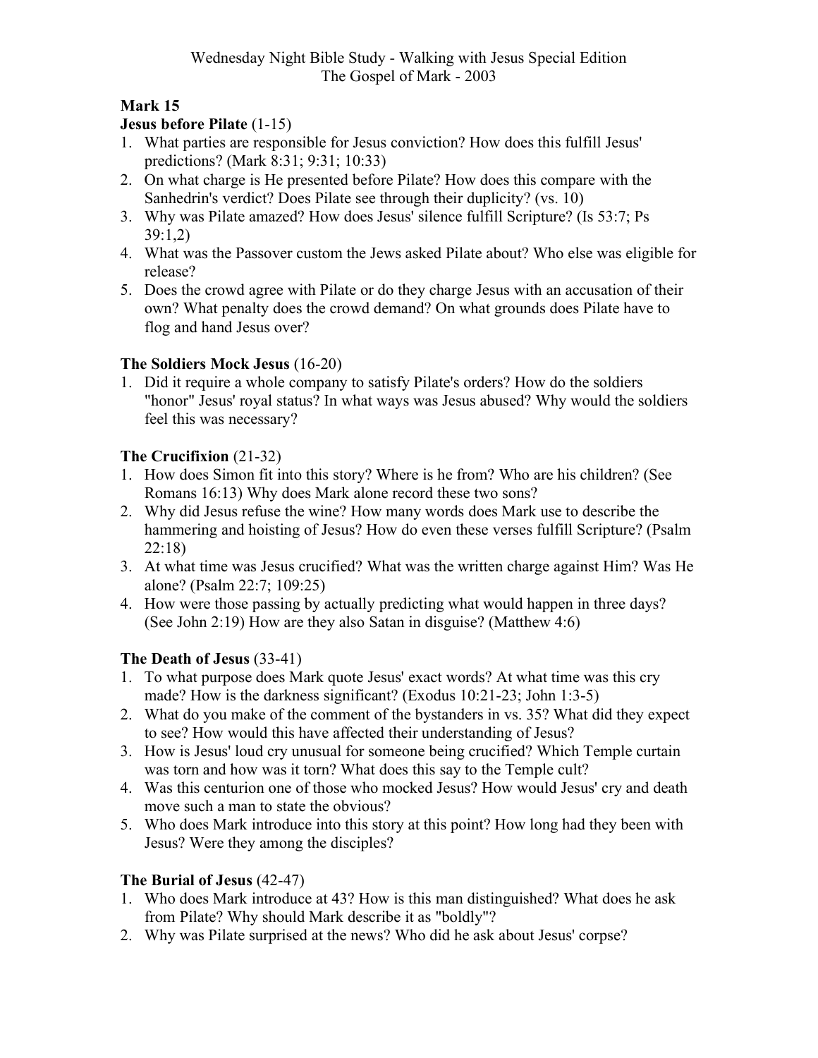Wednesday Night Bible Study - Walking with Jesus Special Edition
The Gospel of Mark - 2003

## Mark 15

### **Jesus before Pilate** (1-15)

1. What parties are responsible for Jesus conviction? How does this fulfill Jesus' predictions? (Mark 8:31; 9:31; 10:33)
2. On what charge is He presented before Pilate? How does this compare with the Sanhedrin's verdict? Does Pilate see through their duplicity? (vs. 10)
3. Why was Pilate amazed? How does Jesus' silence fulfill Scripture? (Is 53:7; Ps 39:1,2)
4. What was the Passover custom the Jews asked Pilate about? Who else was eligible for release?
5. Does the crowd agree with Pilate or do they charge Jesus with an accusation of their own? What penalty does the crowd demand? On what grounds does Pilate have to flog and hand Jesus over?

### **The Soldiers Mock Jesus** (16-20)

1. Did it require a whole company to satisfy Pilate's orders? How do the soldiers "honor" Jesus' royal status? In what ways was Jesus abused? Why would the soldiers feel this was necessary?

### **The Crucifixion** (21-32)

1. How does Simon fit into this story? Where is he from? Who are his children? (See Romans 16:13) Why does Mark alone record these two sons?
2. Why did Jesus refuse the wine? How many words does Mark use to describe the hammering and hoisting of Jesus? How do even these verses fulfill Scripture? (Psalm 22:18)
3. At what time was Jesus crucified? What was the written charge against Him? Was He alone? (Psalm 22:7; 109:25)
4. How were those passing by actually predicting what would happen in three days? (See John 2:19) How are they also Satan in disguise? (Matthew 4:6)

### **The Death of Jesus** (33-41)

1. To what purpose does Mark quote Jesus' exact words? At what time was this cry made? How is the darkness significant? (Exodus 10:21-23; John 1:3-5)
2. What do you make of the comment of the bystanders in vs. 35? What did they expect to see? How would this have affected their understanding of Jesus?
3. How is Jesus' loud cry unusual for someone being crucified? Which Temple curtain was torn and how was it torn? What does this say to the Temple cult?
4. Was this centurion one of those who mocked Jesus? How would Jesus' cry and death move such a man to state the obvious?
5. Who does Mark introduce into this story at this point? How long had they been with Jesus? Were they among the disciples?

### **The Burial of Jesus** (42-47)

1. Who does Mark introduce at 43? How is this man distinguished? What does he ask from Pilate? Why should Mark describe it as "boldly"?
2. Why was Pilate surprised at the news? Who did he ask about Jesus' corpse?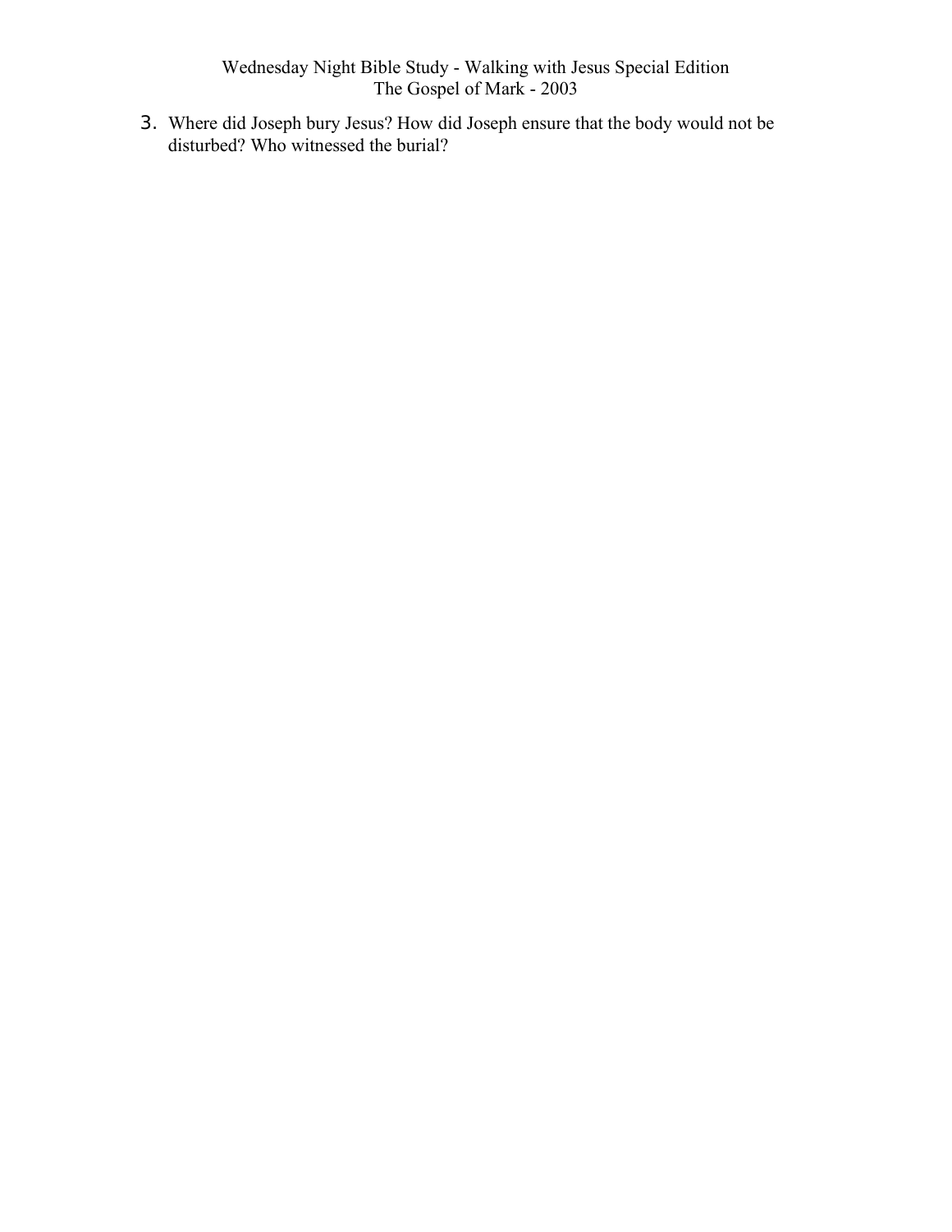3. Where did Joseph bury Jesus? How did Joseph ensure that the body would not be disturbed? Who witnessed the burial?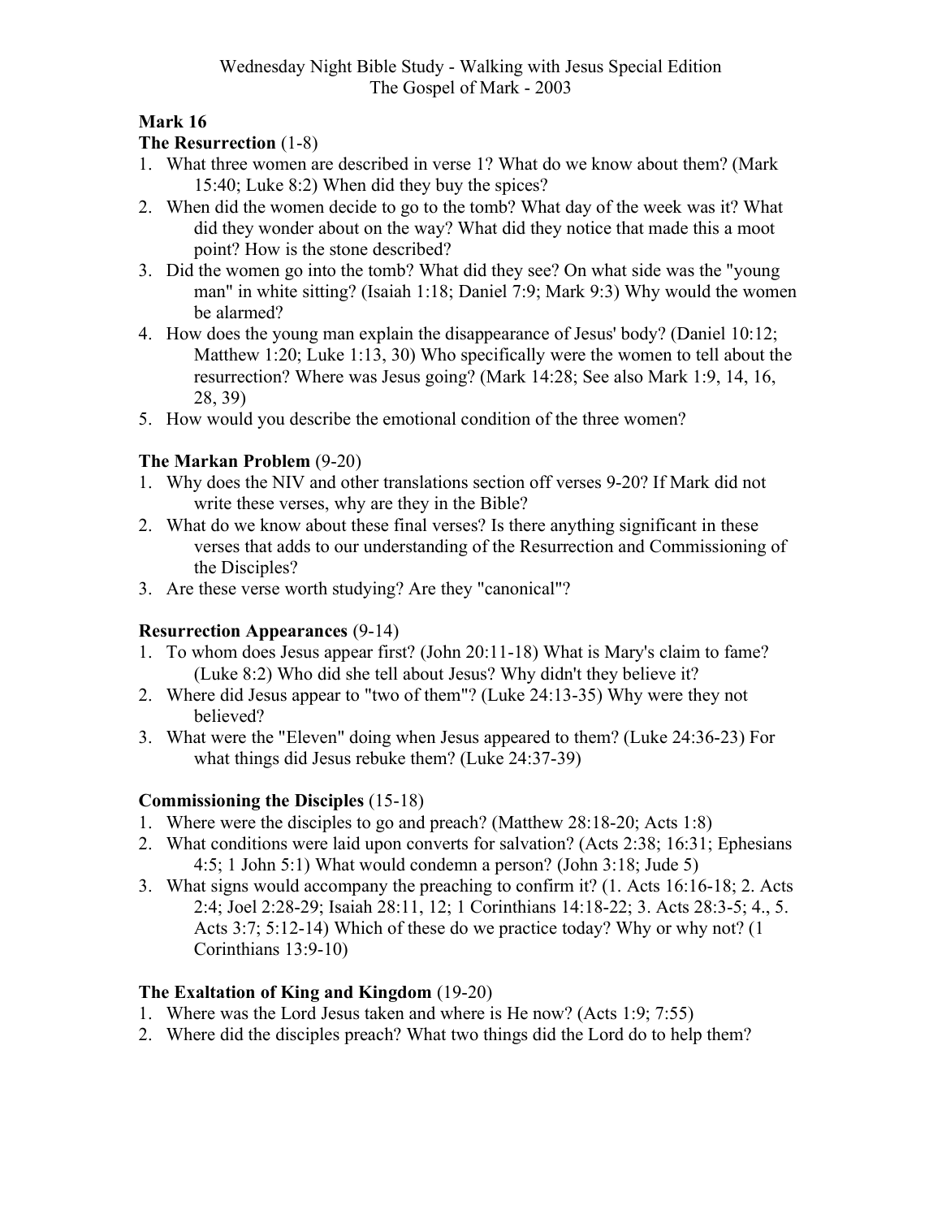Wednesday Night Bible Study - Walking with Jesus Special Edition
The Gospel of Mark - 2003

## Mark 16

### The Resurrection (1-8)

1. What three women are described in verse 1? What do we know about them? (Mark 15:40; Luke 8:2) When did they buy the spices?
2. When did the women decide to go to the tomb? What day of the week was it? What did they wonder about on the way? What did they notice that made this a moot point? How is the stone described?
3. Did the women go into the tomb? What did they see? On what side was the "young man" in white sitting? (Isaiah 1:18; Daniel 7:9; Mark 9:3) Why would the women be alarmed?
4. How does the young man explain the disappearance of Jesus' body? (Daniel 10:12; Matthew 1:20; Luke 1:13, 30) Who specifically were the women to tell about the resurrection? Where was Jesus going? (Mark 14:28; See also Mark 1:9, 14, 16, 28, 39)
5. How would you describe the emotional condition of the three women?

### The Markan Problem (9-20)

1. Why does the NIV and other translations section off verses 9-20? If Mark did not write these verses, why are they in the Bible?
2. What do we know about these final verses? Is there anything significant in these verses that adds to our understanding of the Resurrection and Commissioning of the Disciples?
3. Are these verse worth studying? Are they "canonical"?

### Resurrection Appearances (9-14)

1. To whom does Jesus appear first? (John 20:11-18) What is Mary's claim to fame? (Luke 8:2) Who did she tell about Jesus? Why didn't they believe it?
2. Where did Jesus appear to "two of them"? (Luke 24:13-35) Why were they not believed?
3. What were the "Eleven" doing when Jesus appeared to them? (Luke 24:36-23) For what things did Jesus rebuke them? (Luke 24:37-39)

### Commissioning the Disciples (15-18)

1. Where were the disciples to go and preach? (Matthew 28:18-20; Acts 1:8)
2. What conditions were laid upon converts for salvation? (Acts 2:38; 16:31; Ephesians 4:5; 1 John 5:1) What would condemn a person? (John 3:18; Jude 5)
3. What signs would accompany the preaching to confirm it? (1. Acts 16:16-18; 2. Acts 2:4; Joel 2:28-29; Isaiah 28:11, 12; 1 Corinthians 14:18-22; 3. Acts 28:3-5; 4., 5. Acts 3:7; 5:12-14) Which of these do we practice today? Why or why not? (1 Corinthians 13:9-10)

### The Exaltation of King and Kingdom (19-20)

1. Where was the Lord Jesus taken and where is He now? (Acts 1:9; 7:55)
2. Where did the disciples preach? What two things did the Lord do to help them?